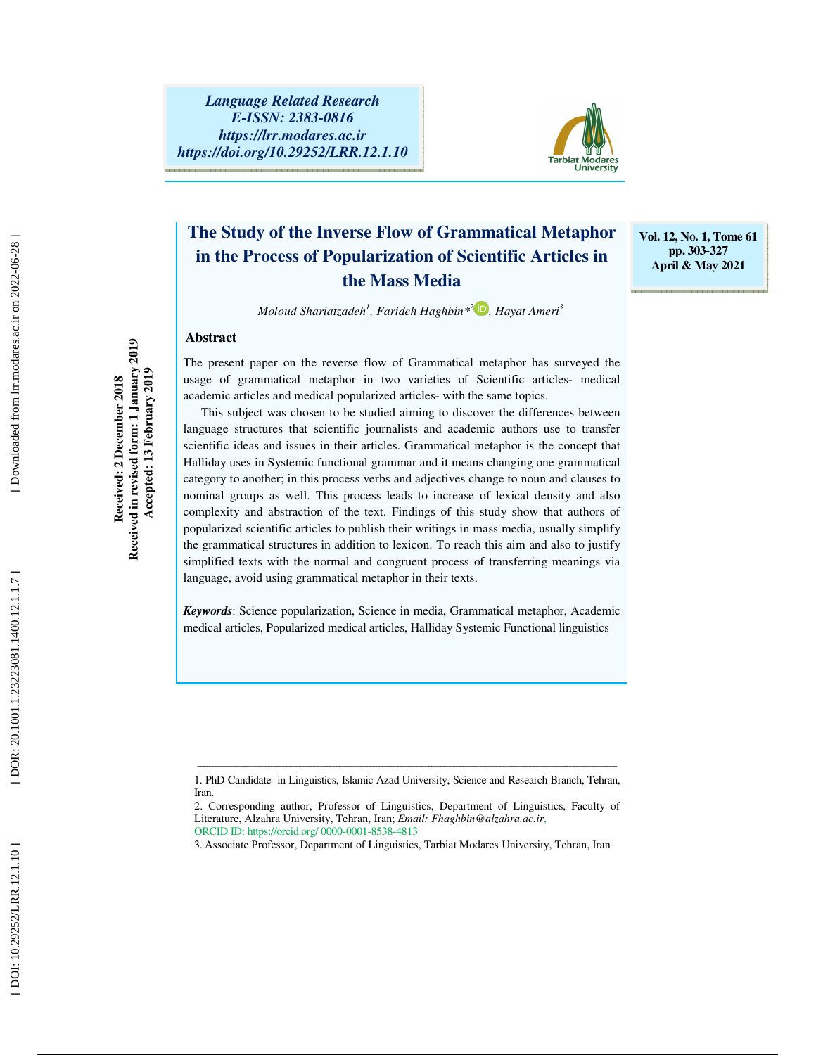Language Related Research
E-ISSN: 2383-0816
https://lrr.modares.ac.ir
https://doi.org/10.29252/LRR.12.1.10

Vol. 12, No. 1, Tome 61
pp. 303-327
April & May 2021

# The Study of the Inverse Flow of Grammatical Metaphor in the Process of Popularization of Scientific Articles in the Mass Media

*Moloud Shariatzadeh[1], Farideh Haghbin*[2], Hayat Ameri[3]*

Received: 2 December 2018
Received in revised form: 1 January 2019
Accepted: 13 February 2019

## Abstract

The present paper on the reverse flow of Grammatical metaphor has surveyed the usage of grammatical metaphor in two varieties of Scientific articles- medical academic articles and medical popularized articles- with the same topics.

This subject was chosen to be studied aiming to discover the differences between language structures that scientific journalists and academic authors use to transfer scientific ideas and issues in their articles. Grammatical metaphor is the concept that Halliday uses in Systemic functional grammar and it means changing one grammatical category to another; in this process verbs and adjectives change to noun and clauses to nominal groups as well. This process leads to increase of lexical density and also complexity and abstraction of the text. Findings of this study show that authors of popularized scientific articles to publish their writings in mass media, usually simplify the grammatical structures in addition to lexicon. To reach this aim and also to justify simplified texts with the normal and congruent process of transferring meanings via language, avoid using grammatical metaphor in their texts.

***Keywords***: Science popularization, Science in media, Grammatical metaphor, Academic medical articles, Popularized medical articles, Halliday Systemic Functional linguistics

---

1. PhD Candidate in Linguistics, Islamic Azad University, Science and Research Branch, Tehran, Iran.

2. Corresponding author, Professor of Linguistics, Department of Linguistics, Faculty of Literature, Alzahra University, Tehran, Iran; *Email: Fhaghbin@alzahra.ac.ir*,
ORCID ID: https://orcid.org/ 0000-0001-8538-4813

3. Associate Professor, Department of Linguistics, Tarbiat Modares University, Tehran, Iran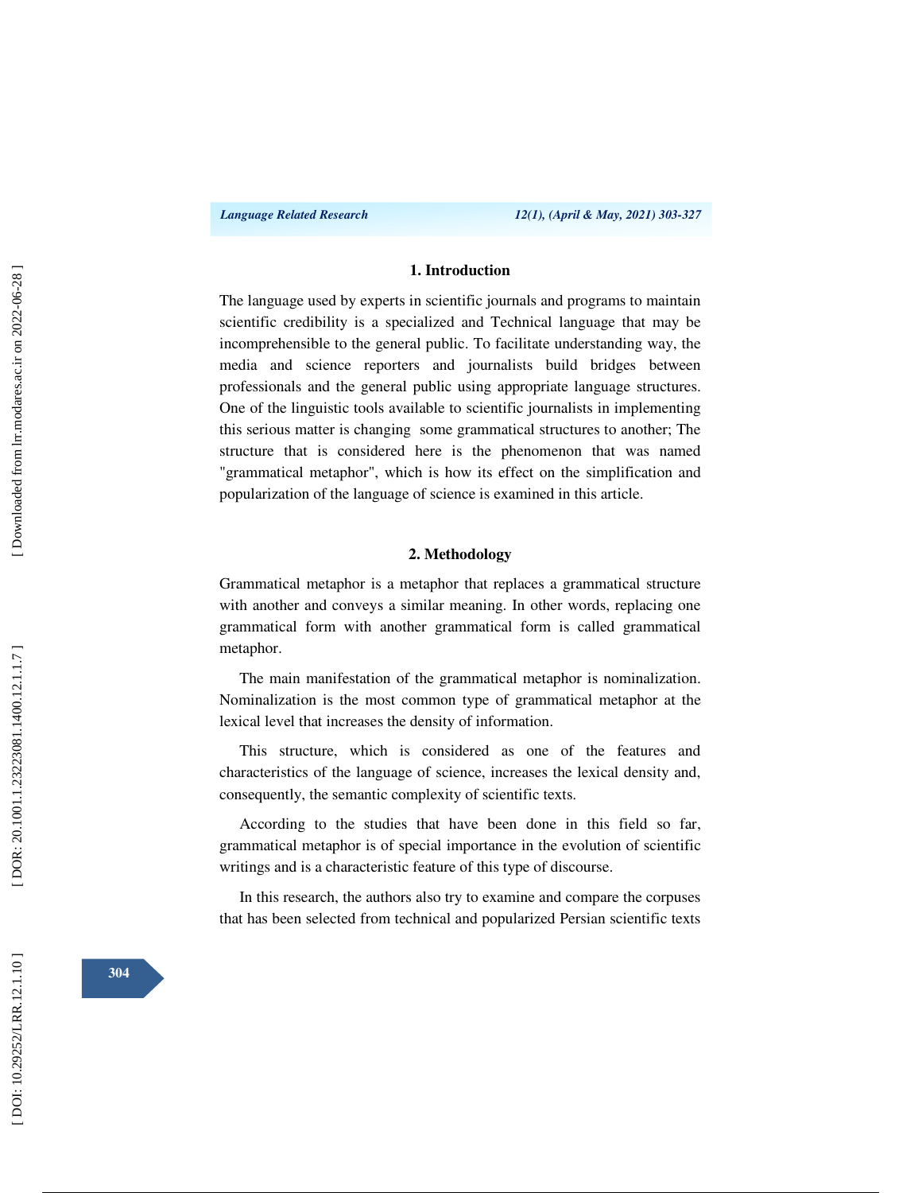## 1. Introduction

The language used by experts in scientific journals and programs to maintain scientific credibility is a specialized and Technical language that may be incomprehensible to the general public. To facilitate understanding way, the media and science reporters and journalists build bridges between professionals and the general public using appropriate language structures. One of the linguistic tools available to scientific journalists in implementing this serious matter is changing some grammatical structures to another; The structure that is considered here is the phenomenon that was named "grammatical metaphor", which is how its effect on the simplification and popularization of the language of science is examined in this article.

## 2. Methodology

Grammatical metaphor is a metaphor that replaces a grammatical structure with another and conveys a similar meaning. In other words, replacing one grammatical form with another grammatical form is called grammatical metaphor.

The main manifestation of the grammatical metaphor is nominalization. Nominalization is the most common type of grammatical metaphor at the lexical level that increases the density of information.

This structure, which is considered as one of the features and characteristics of the language of science, increases the lexical density and, consequently, the semantic complexity of scientific texts.

According to the studies that have been done in this field so far, grammatical metaphor is of special importance in the evolution of scientific writings and is a characteristic feature of this type of discourse.

In this research, the authors also try to examine and compare the corpuses that has been selected from technical and popularized Persian scientific texts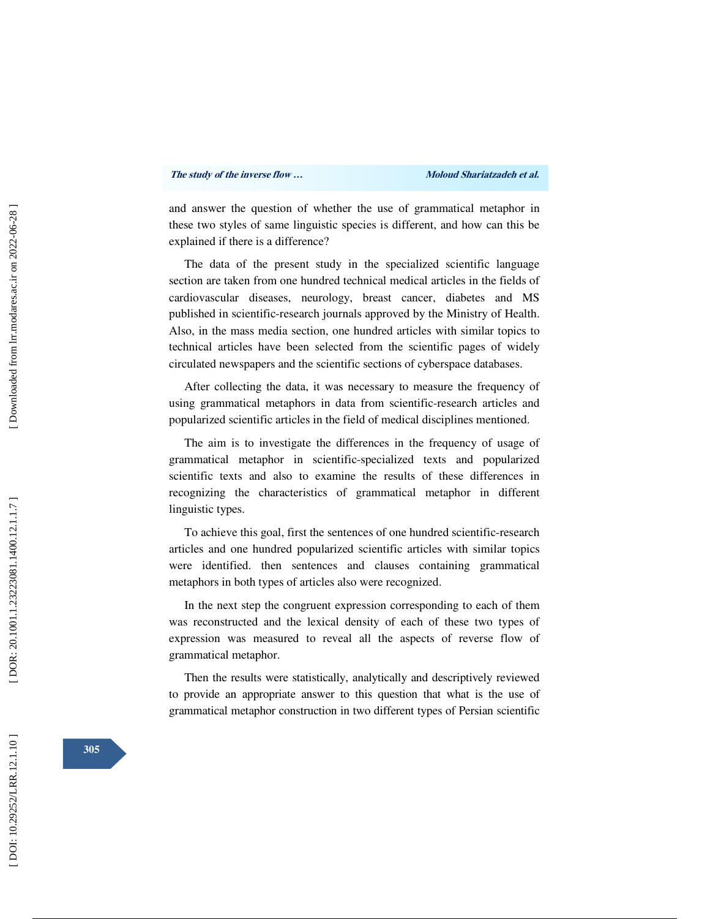and answer the question of whether the use of grammatical metaphor in these two styles of same linguistic species is different, and how can this be explained if there is a difference?

The data of the present study in the specialized scientific language section are taken from one hundred technical medical articles in the fields of cardiovascular diseases, neurology, breast cancer, diabetes and MS published in scientific-research journals approved by the Ministry of Health. Also, in the mass media section, one hundred articles with similar topics to technical articles have been selected from the scientific pages of widely circulated newspapers and the scientific sections of cyberspace databases.

After collecting the data, it was necessary to measure the frequency of using grammatical metaphors in data from scientific-research articles and popularized scientific articles in the field of medical disciplines mentioned.

The aim is to investigate the differences in the frequency of usage of grammatical metaphor in scientific-specialized texts and popularized scientific texts and also to examine the results of these differences in recognizing the characteristics of grammatical metaphor in different linguistic types.

To achieve this goal, first the sentences of one hundred scientific-research articles and one hundred popularized scientific articles with similar topics were identified. then sentences and clauses containing grammatical metaphors in both types of articles also were recognized.

In the next step the congruent expression corresponding to each of them was reconstructed and the lexical density of each of these two types of expression was measured to reveal all the aspects of reverse flow of grammatical metaphor.

Then the results were statistically, analytically and descriptively reviewed to provide an appropriate answer to this question that what is the use of grammatical metaphor construction in two different types of Persian scientific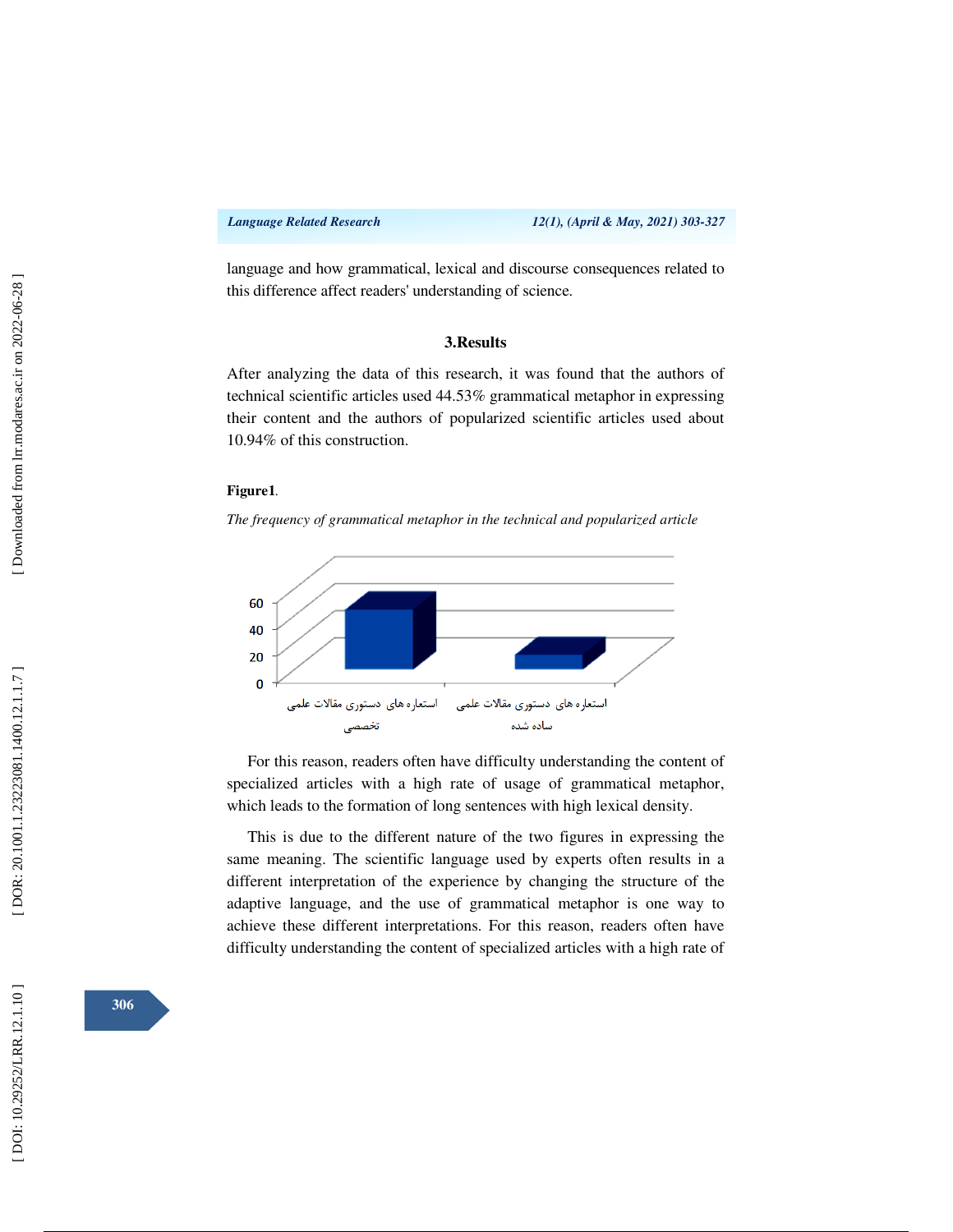language and how grammatical, lexical and discourse consequences related to this difference affect readers' understanding of science.

## 3.Results

After analyzing the data of this research, it was found that the authors of technical scientific articles used 44.53% grammatical metaphor in expressing their content and the authors of popularized scientific articles used about 10.94% of this construction.

**Figure1**.

*The frequency of grammatical metaphor in the technical and popularized article*

For this reason, readers often have difficulty understanding the content of specialized articles with a high rate of usage of grammatical metaphor, which leads to the formation of long sentences with high lexical density.

This is due to the different nature of the two figures in expressing the same meaning. The scientific language used by experts often results in a different interpretation of the experience by changing the structure of the adaptive language, and the use of grammatical metaphor is one way to achieve these different interpretations. For this reason, readers often have difficulty understanding the content of specialized articles with a high rate of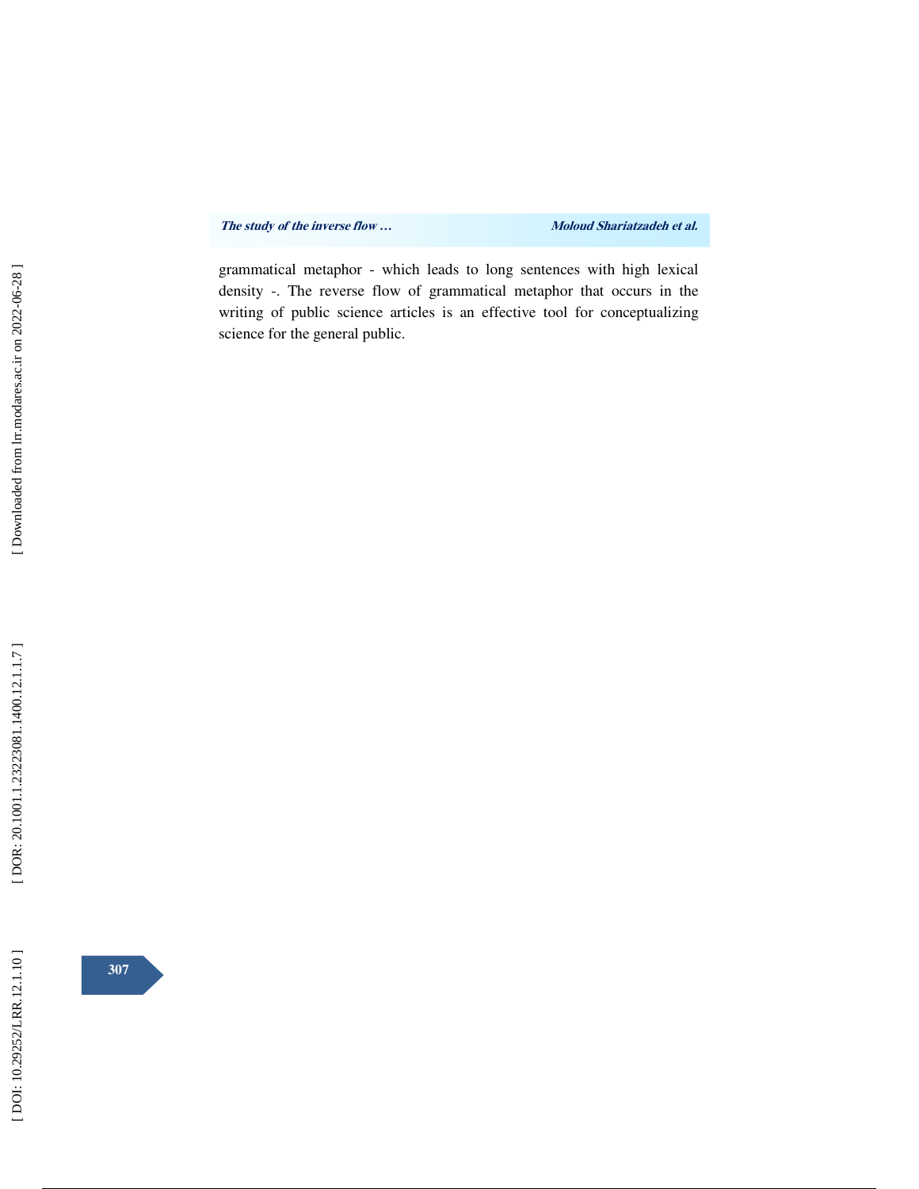grammatical metaphor - which leads to long sentences with high lexical density -. The reverse flow of grammatical metaphor that occurs in the writing of public science articles is an effective tool for conceptualizing science for the general public.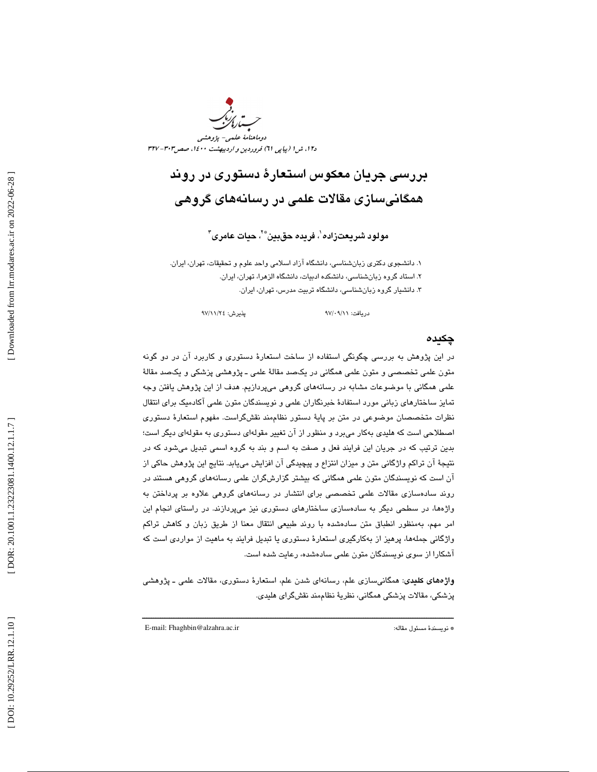# بررسی جریان معکوس استعارۀ دستوری در روند همگانی‌سازی مقالات علمی در رسانه‌های گروهی

**مولود شریعت‌زاده[1]، فریده حق‌بین*[2]، حیات عامری[3]**

۱. دانشجوی دکتری زبان‌شناسی، دانشگاه آزاد اسلامی واحد علوم و تحقیقات، تهران، ایران.
۲. استاد گروه زبان‌شناسی، دانشکده ادبیات، دانشگاه الزهرا، تهران، ایران.
۳. دانشیار گروه زبان‌شناسی، دانشگاه تربیت مدرس، تهران، ایران.

دریافت: ۹۷/۰۹/۱۱ پذیرش: ۹۷/۱۱/۲٤

## چکیده

در این پژوهش به بررسی چگونگی استفاده از ساخت استعارۀ دستوری و کاربرد آن در دو گونه متون علمی تخصصی و متون علمی همگانی در یک‌صد مقالۀ علمی ـ پژوهشی پزشکی و یک‌صد مقالۀ علمی همگانی با موضوعات مشابه در رسانه‌های گروهی می‌پردازیم. هدف از این پژوهش یافتن وجه تمایز ساختارهای زبانی مورد استفادۀ خبرنگاران علمی و نویسندگان متون علمی آکادمیک برای انتقال نظرات متخصصان موضوعی در متن بر پایۀ دستور نظام‌مند نقش‌گراست. مفهوم استعارۀ دستوری اصطلاحی است که هلیدی به‌کار می‌برد و منظور از آن تغییر مقوله‌ای دستوری به مقوله‌ای دیگر است؛ بدین ترتیب که در جریان این فرایند فعل و صفت به اسم و بند به گروه اسمی تبدیل می‌شود که در نتیجۀ آن تراکم واژگانی متن و میزان انتزاع و پیچیدگی آن افزایش می‌یابد. نتایج این پژوهش حاکی از آن است که نویسندگان متون علمی همگانی که بیشتر گزارش‌گران علمی رسانه‌های گروهی هستند در روند ساده‌سازی مقالات علمی تخصصی برای انتشار در رسانه‌های گروهی علاوه بر پرداختن به واژه‌ها، در سطحی دیگر به ساده‌سازی ساختارهای دستوری نیز می‌پردازند. در راستای انجام این امر مهم، به‌منظور انطباق متن ساده‌شده با روند طبیعی انتقال معنا از طریق زبان و کاهش تراکم واژگانی جمله‌ها، پرهیز از به‌کارگیری استعارۀ دستوری یا تبدیل فرایند به ماهیت از مواردی است که آشکارا از سوی نویسندگان متون علمی ساده‌شده، رعایت شده است.

**واژه‌های کلیدی**: همگانی‌سازی علم، رسانه‌ای شدن علم، استعارۀ دستوری، مقالات علمی ـ پژوهشی پزشکی، مقالات پزشکی همگانی، نظریۀ نظام‌مند نقش‌گرای هلیدی.

---

* نویسندۀ مسئول مقاله: E-mail: Fhaghbin@alzahra.ac.ir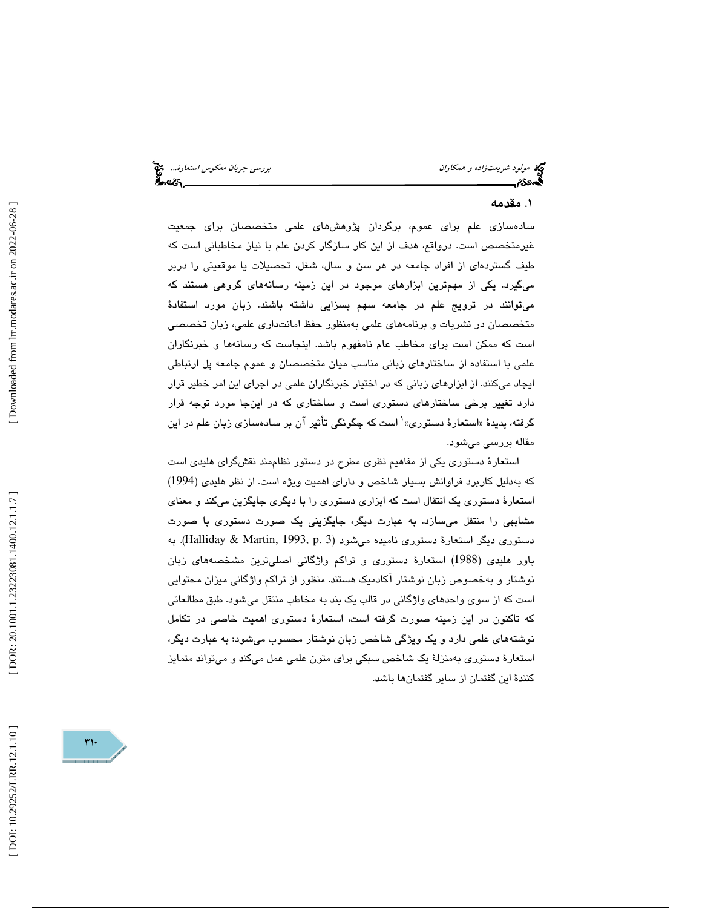## ۱. مقدمه

ساده‌سازی علم برای عموم، برگردان پژوهش‌های علمی متخصصان برای جمعیت غیرمتخصص است. درواقع، هدف از این کار سازگار کردن علم با نیاز مخاطبانی است که طیف گسترده‌ای از افراد جامعه در هر سن و سال، شغل، تحصیلات یا موقعیتی را دربر می‌گیرد. یکی از مهم‌ترین ابزارهای موجود در این زمینه رسانه‌های گروهی هستند که می‌توانند در ترویج علم در جامعه سهم بسزایی داشته باشند. زبان مورد استفادهٔ متخصصان در نشریات و برنامه‌های علمی به‌منظور حفظ امانت‌داری علمی، زبان تخصصی است که ممکن است برای مخاطب عام نامفهوم باشد. اینجاست که رسانه‌ها و خبرنگاران علمی با استفاده از ساختارهای زبانی مناسب میان متخصصان و عموم جامعه پل ارتباطی ایجاد می‌کنند. از ابزارهای زبانی که در اختیار خبرنگاران علمی در اجرای این امر خطیر قرار دارد تغییر برخی ساختارهای دستوری است و ساختاری که در اینجا مورد توجه قرار گرفته، پدیدهٔ «استعارهٔ دستوری»[1] است که چگونگی تأثیر آن بر ساده‌سازی زبان علم در این مقاله بررسی می‌شود.

استعارهٔ دستوری یکی از مفاهیم نظری مطرح در دستور نظام‌مند نقش‌گرای هلیدی است که به‌دلیل کاربرد فراوانش بسیار شاخص و دارای اهمیت ویژه است. از نظر هلیدی (1994) استعارهٔ دستوری یک انتقال است که ابزاری دستوری را با دیگری جایگزین می‌کند و معنای مشابهی را منتقل می‌سازد. به عبارت دیگر، جایگزینی یک صورت دستوری با صورت دستوری دیگر استعارهٔ دستوری نامیده می‌شود (Halliday & Martin, 1993, p. 3). به باور هلیدی (1988) استعارهٔ دستوری و تراکم واژگانی اصلی‌ترین مشخصه‌های زبان نوشتار و به‌خصوص زبان نوشتار آکادمیک هستند. منظور از تراکم واژگانی میزان محتوایی است که از سوی واحدهای واژگانی در قالب یک بند به مخاطب منتقل می‌شود. طبق مطالعاتی که تاکنون در این زمینه صورت گرفته است، استعارهٔ دستوری اهمیت خاصی در تکامل نوشته‌های علمی دارد و یک ویژگی شاخص زبان نوشتار محسوب می‌شود؛ به عبارت دیگر، استعارهٔ دستوری به‌منزلهٔ یک شاخص سبکی برای متون علمی عمل می‌کند و می‌تواند متمایز کنندهٔ این گفتمان از سایر گفتمان‌ها باشد.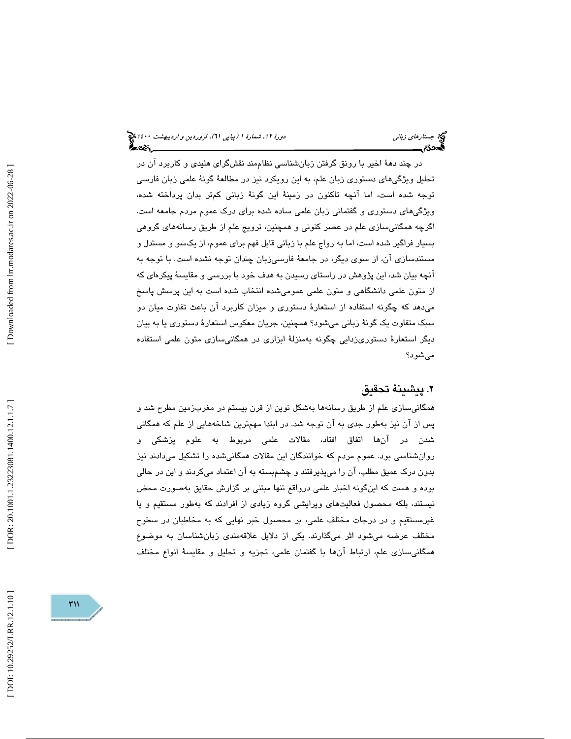در چند دهۀ اخیر با رونق گرفتن زبان‌شناسی نظام‌مند نقش‌گرای هلیدی و کاربرد آن در تحلیل ویژگی‌های دستوری زبان علم، به این رویکرد نیز در مطالعۀ گونۀ علمی زبان فارسی توجه شده است، اما آنچه تاکنون در زمینۀ این گونۀ زبانی کم‌تر بدان پرداخته شده، ویژگی‌های دستوری و گفتمانی زبان علمی ساده شده برای درک عموم مردم جامعه است. اگرچه همگانی‌سازی علم در عصر کنونی و همچنین، ترویج علم از طریق رسانه‌های گروهی بسیار فراگیر شده است، اما به رواج علم با زبانی قابل فهم برای عموم، از یکسو و مستدل و مستندسازی آن، از سوی دیگر، در جامعۀ فارسی‌زبان چندان توجه نشده است. با توجه به آنچه بیان شد، این پژوهش در راستای رسیدن به هدف خود با بررسی و مقایسۀ پیکره‌ای که از متون علمی دانشگاهی و متون علمی عمومی‌شده انتخاب شده است به این پرسش پاسخ می‌دهد که چگونه استفاده از استعارۀ دستوری و میزان کاربرد آن باعث تفاوت میان دو سبک متفاوت یک گونۀ زبانی می‌شود؟ همچنین، جریان معکوس استعارۀ دستوری یا به بیان دیگر استعارۀ دستوری‌زدایی چگونه به‌منزلۀ ابزاری در همگانی‌سازی متون علمی استفاده می‌شود؟

## ۲. پیشینۀ تحقیق

همگانی‌سازی علم از طریق رسانه‌ها به‌شکل نوین از قرن بیستم در مغرب‌زمین مطرح شد و پس از آن نیز به‌طور جدی به آن توجه شد. در ابتدا مهم‌ترین شاخه‌هایی از علم که همگانی شدن در آن‌ها اتفاق افتاد، مقالات علمی مربوط به علوم پزشکی و روان‌شناسی بود. عموم مردم که خوانندگان این مقالات همگانی‌شده را تشکیل می‌دادند نیز بدون درک عمیق مطلب، آن را می‌پذیرفتند و چشم‌بسته به آن اعتماد می‌کردند و این در حالی بوده و هست که این‌گونه اخبار علمی درواقع تنها مبتنی بر گزارش حقایق به‌صورت محض نیستند، بلکه محصول فعالیت‌های ویرایشی گروه زیادی از افرادند که به‌طور مستقیم و یا غیرمستقیم و در درجات مختلف علمی، بر محصول خبر نهایی که به مخاطبان در سطوح مختلف عرضه می‌شود اثر می‌گذارند. یکی از دلایل علاقه‌مندی زبان‌شناسان به موضوع همگانی‌سازی علم، ارتباط آن‌ها با گفتمان علمی، تجزیه و تحلیل و مقایسۀ انواع مختلف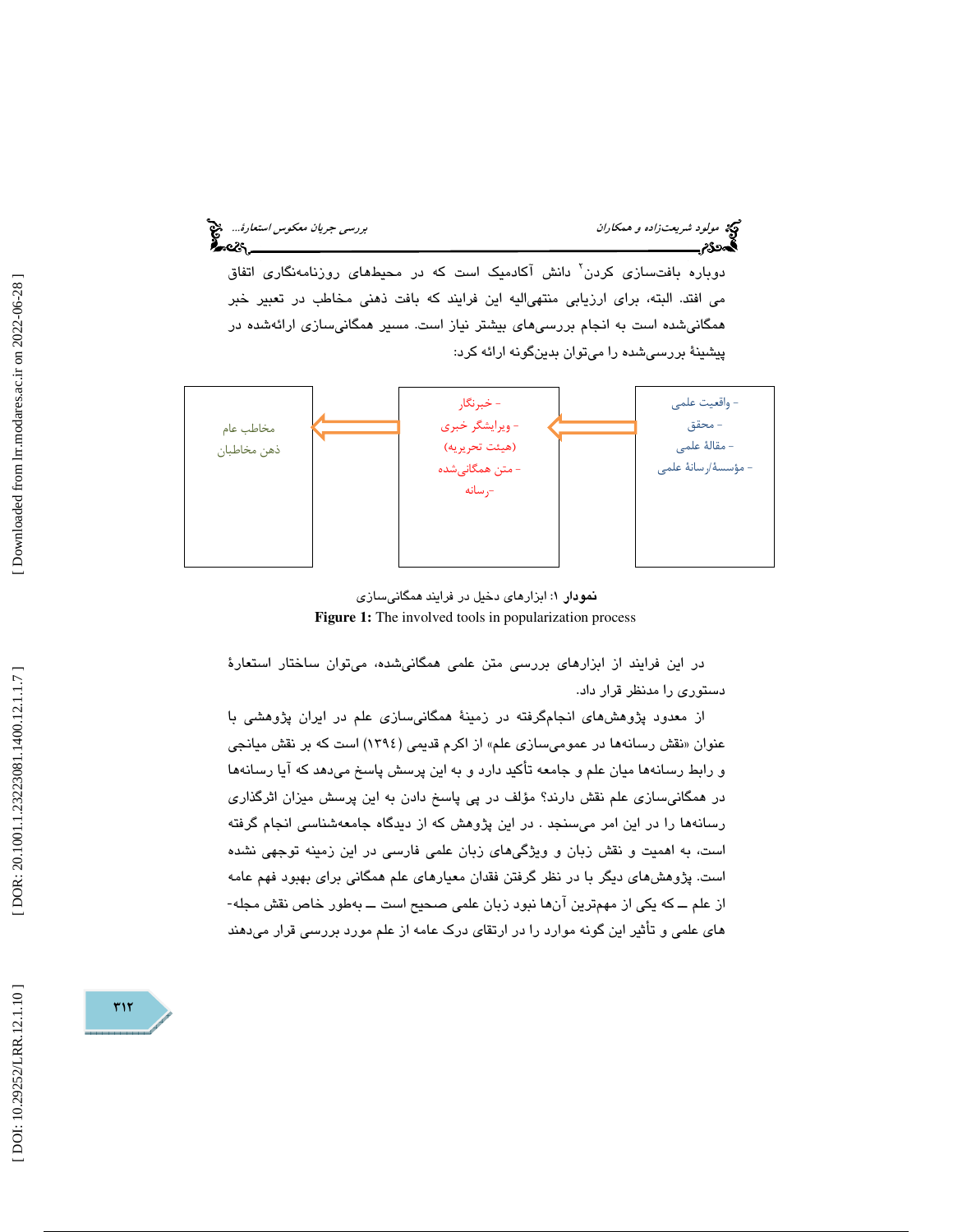دوباره بافت‌سازی کردن[۲] دانش آکادمیک است که در محیط‌های روزنامه‌نگاری اتفاق می افتد. البته، برای ارزیابی منتهی‌الیه این فرایند که بافت ذهنی مخاطب در تعبیر خبر همگانی‌شده است به انجام بررسی‌های بیشتر نیاز است. مسیر همگانی‌سازی ارائه‌شده در پیشینهٔ بررسی‌شده را می‌توان بدین‌گونه ارائه کرد:

| - واقعیت علمی<br>- محقق<br>- مقالهٔ علمی<br>- مؤسسهٔ/رسانهٔ علمی | ← | - خبرنگار<br>- ویرایشگر خبری<br>(هیئت تحریریه)<br>- متن همگانی‌شده<br>-رسانه | ← | مخاطب عام<br>ذهن مخاطبان |
|---|---|---|---|---|

**نمودار ۱**: ابزارهای دخیل در فرایند همگانی‌سازی

**Figure 1:** The involved tools in popularization process

در این فرایند از ابزارهای بررسی متن علمی همگانی‌شده، می‌توان ساختار استعارهٔ دستوری را مدنظر قرار داد.

از معدود پژوهش‌های انجام‌گرفته در زمینهٔ همگانی‌سازی علم در ایران پژوهشی با عنوان «نقش رسانه‌ها در عمومی‌سازی علم» از اکرم قدیمی (۱۳۹٤) است که بر نقش میانجی و رابط رسانه‌ها میان علم و جامعه تأکید دارد و به این پرسش پاسخ می‌دهد که آیا رسانه‌ها در همگانی‌سازی علم نقش دارند؟ مؤلف در پی پاسخ دادن به این پرسش میزان اثرگذاری رسانه‌ها را در این امر می‌سنجد . در این پژوهش که از دیدگاه جامعه‌شناسی انجام گرفته است، به اهمیت و نقش زبان و ویژگی‌های زبان علمی فارسی در این زمینه توجهی نشده است. پژوهش‌های دیگر با در نظر گرفتن فقدان معیارهای علم همگانی برای بهبود فهم عامه از علم ــ که یکی از مهم‌ترین آن‌ها نبود زبان علمی صحیح است ــ به‌طور خاص نقش مجله-های علمی و تأثیر این گونه موارد را در ارتقای درک عامه از علم مورد بررسی قرار می‌دهند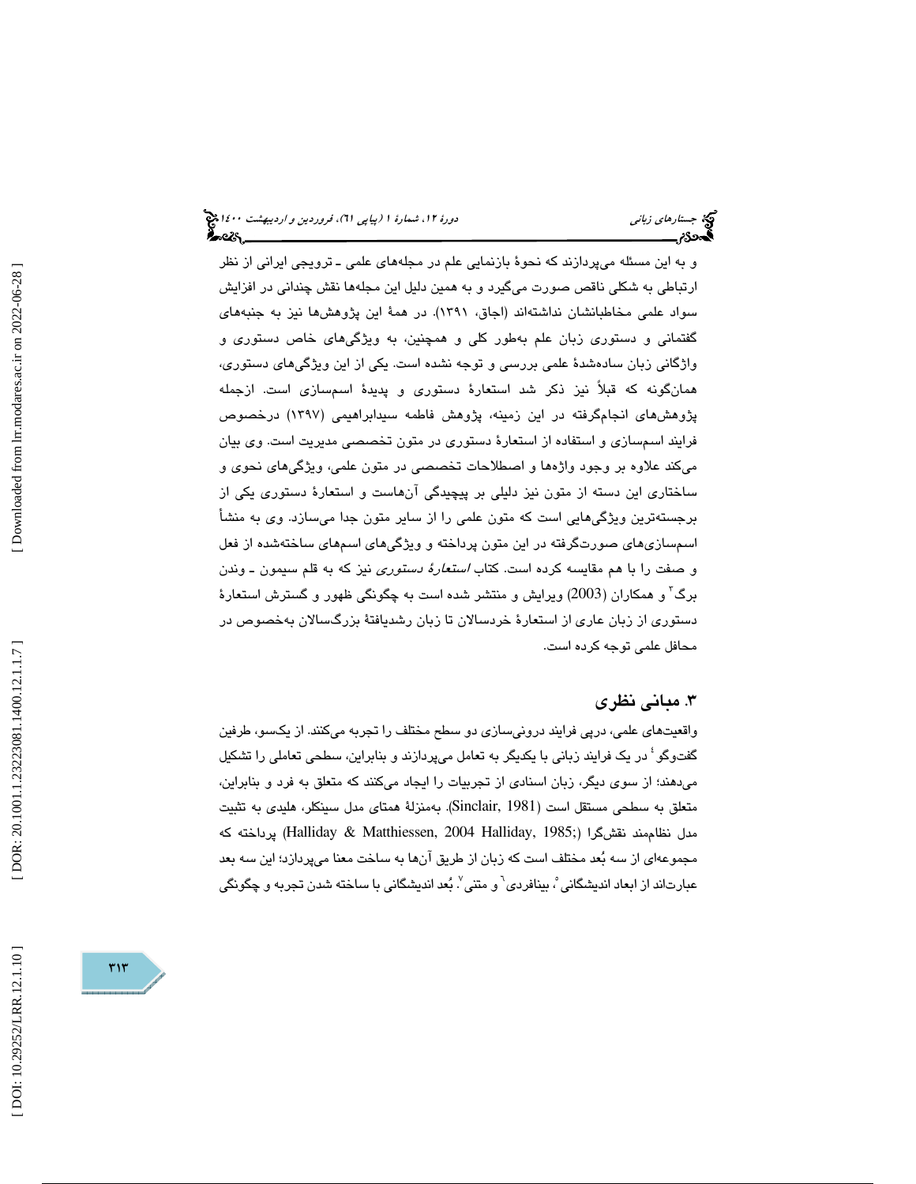و به این مسئله می‌پردازند که نحوهٔ بازنمایی علم در مجله‌های علمی ـ ترویجی ایرانی از نظر ارتباطی به شکلی ناقص صورت می‌گیرد و به همین دلیل این مجله‌ها نقش چندانی در افزایش سواد علمی مخاطبانشان نداشته‌اند (اجاق، ۱۳۹۱). در همهٔ این پژوهش‌ها نیز به جنبه‌های گفتمانی و دستوری زبان علم به‌طور کلی و همچنین، به ویژگی‌های خاص دستوری و واژگانی زبان ساده‌شدهٔ علمی بررسی و توجه نشده است. یکی از این ویژگی‌های دستوری، همان‌گونه که قبلاً نیز ذکر شد استعارهٔ دستوری و پدیدهٔ اسم‌سازی است. ازجمله پژوهش‌های انجام‌گرفته در این زمینه، پژوهش فاطمه سیدابراهیمی (۱۳۹۷) درخصوص فرایند اسم‌سازی و استفاده از استعارهٔ دستوری در متون تخصصی مدیریت است. وی بیان می‌کند علاوه بر وجود واژه‌ها و اصطلاحات تخصصی در متون علمی، ویژگی‌های نحوی و ساختاری این دسته از متون نیز دلیلی بر پیچیدگی آن‌هاست و استعارهٔ دستوری یکی از برجسته‌ترین ویژگی‌هایی است که متون علمی را از سایر متون جدا می‌سازد. وی به منشأ اسم‌سازی‌های صورت‌گرفته در این متون پرداخته و ویژگی‌های اسمهای ساخته‌شده از فعل و صفت را با هم مقایسه کرده است. کتاب *استعارهٔ دستوری* نیز که به قلم سیمون ـ وندن برگ[3] و همکاران (2003) ویرایش و منتشر شده است به چگونگی ظهور و گسترش استعارهٔ دستوری از زبان عاری از استعارهٔ خردسالان تا زبان رشدیافتهٔ بزرگسالان به‌خصوص در محافل علمی توجه کرده است.

## ۳. مبانی نظری

واقعیت‌های علمی، درپی فرایند درونی‌سازی دو سطح مختلف را تجربه می‌کنند. از یکسو، طرفین گفت‌وگو[4] در یک فرایند زبانی با یکدیگر به تعامل می‌پردازند و بنابراین، سطحی تعاملی را تشکیل می‌دهند؛ از سوی دیگر، زبان اسنادی از تجربیات را ایجاد می‌کنند که متعلق به فرد و بنابراین، متعلق به سطحی مستقل است (Sinclair, 1981). به‌منزلهٔ همتای مدل سینکلر، هلیدی به تثبیت مدل نظام‌مند نقش‌گرا (Halliday & Matthiessen, 2004 Halliday, 1985;) پرداخته که مجموعه‌ای از سه بُعد مختلف است که زبان از طریق آن‌ها به ساخت معنا می‌پردازد؛ این سه بعد عبارت‌اند از ابعاد اندیشگانی[5]، بینافردی[6] و متنی[7]. بُعد اندیشگانی با ساخته شدن تجربه و چگونگی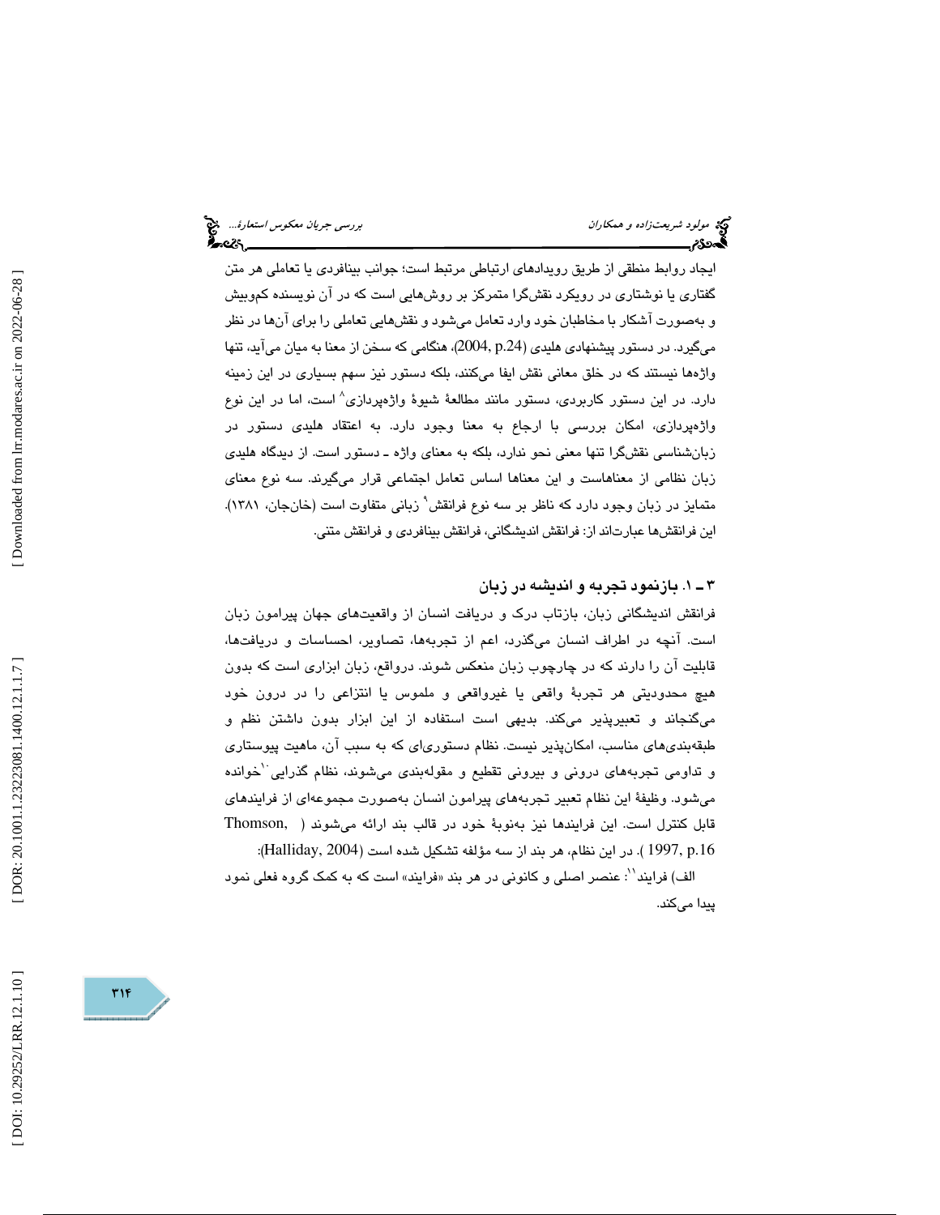ایجاد روابط منطقی از طریق رویدادهای ارتباطی مرتبط است؛ جوانب بینافردی یا تعاملی هر متن گفتاری یا نوشتاری در رویکرد نقش‌گرا متمرکز بر روش‌هایی است که در آن نویسنده کم‌وبیش و به‌صورت آشکار با مخاطبان خود وارد تعامل می‌شود و نقش‌هایی تعاملی را برای آن‌ها در نظر می‌گیرد. در دستور پیشنهادی هلیدی (2004, p.24)، هنگامی که سخن از معنا به میان می‌آید، تنها واژه‌ها نیستند که در خلق معانی نقش ایفا می‌کنند، بلکه دستور نیز سهم بسیاری در این زمینه دارد. در این دستور کاربردی، دستور مانند مطالعهٔ شیوهٔ واژه‌پردازی[8] است، اما در این نوع واژه‌پردازی، امکان بررسی با ارجاع به معنا وجود دارد. به اعتقاد هلیدی دستور در زبان‌شناسی نقش‌گرا تنها معنی نحو ندارد، بلکه به معنای واژه ـ دستور است. از دیدگاه هلیدی زبان نظامی از معناهاست و این معناها اساس تعامل اجتماعی قرار می‌گیرند. سه نوع معنای متمایز در زبان وجود دارد که ناظر بر سه نوع فرانقش[9] زبانی متفاوت است (خان‌جان، ۱۳۸۱). این فرانقش‌ها عبارت‌اند از: فرانقش اندیشگانی، فرانقش بینافردی و فرانقش متنی.

## ۳ ـ ۱. بازنمود تجربه و اندیشه در زبان

فرانقش اندیشگانی زبان، بازتاب درک و دریافت انسان از واقعیت‌های جهان پیرامون زبان است. آنچه در اطراف انسان می‌گذرد، اعم از تجربه‌ها، تصاویر، احساسات و دریافت‌ها، قابلیت آن را دارند که در چارچوب زبان منعکس شوند. درواقع، زبان ابزاری است که بدون هیچ محدودیتی هر تجربهٔ واقعی یا غیرواقعی و ملموس یا انتزاعی را در درون خود می‌گنجاند و تعبیرپذیر می‌کند. بدیهی است استفاده از این ابزار بدون داشتن نظم و طبقه‌بندی‌های مناسب، امکان‌پذیر نیست. نظام دستوری‌ای که به سبب آن، ماهیت پیوستاری و تداومی تجربه‌های درونی و بیرونی تقطیع و مقوله‌بندی می‌شوند، نظام گذرایی[10] خوانده می‌شود. وظیفهٔ این نظام تعبیر تجربه‌های پیرامون انسان به‌صورت مجموعه‌ای از فرایندهای قابل کنترل است. این فرایندها نیز به‌نوبهٔ خود در قالب بند ارائه می‌شوند (Thomson, 1997, p.16). در این نظام، هر بند از سه مؤلفه تشکیل شده است (Halliday, 2004):

الف) فرایند[11]: عنصر اصلی و کانونی در هر بند «فرایند» است که به کمک گروه فعلی نمود پیدا می‌کند.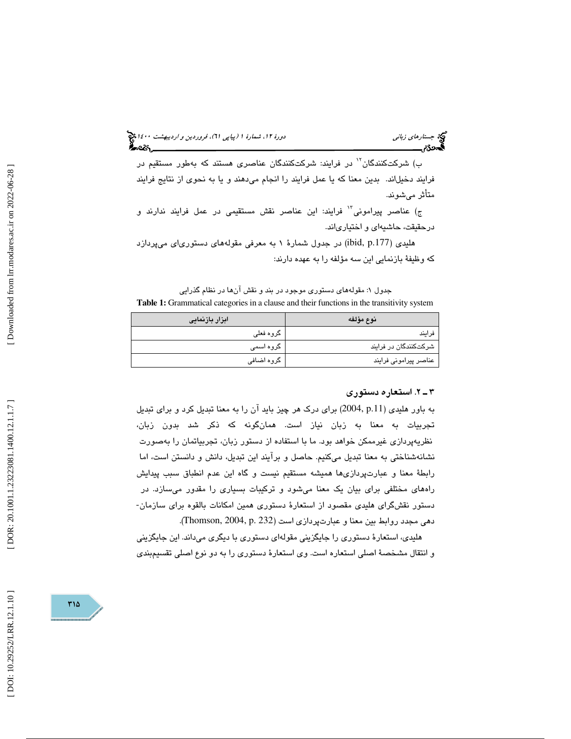ب) شرکت‌کنندگان[12] در فرایند: شرکت‌کنندگان عناصری هستند که به‌طور مستقیم در فرایند دخیل‌اند. بدین معنا که یا عمل فرایند را انجام می‌دهند و یا به نحوی از نتایج فرایند متأثر می‌شوند.

ج) عناصر پیرامونی[13] فرایند: این عناصر نقش مستقیمی در عمل فرایند ندارند و درحقیقت، حاشیه‌ای و اختیاری‌اند.

هلیدی (ibid, p.177) در جدول شمارهٔ ۱ به معرفی مقوله‌های دستوری‌ای می‌پردازد که وظیفهٔ بازنمایی این سه مؤلفه را به عهده دارند:

جدول ۱: مقوله‌های دستوری موجود در بند و نقش آن‌ها در نظام گذرایی

**Table 1:** Grammatical categories in a clause and their functions in the transitivity system

| نوع مؤلفه | ابزار بازنمایی |
|---|---|
| فرایند | گروه فعلی |
| شرکت‌کنندگان در فرایند | گروه اسمی |
| عناصر پیرامونی فرایند | گروه اضافی |

### ۳ ـ ۲. استعاره دستوری

به باور هلیدی (2004, p.11) برای درک هر چیز باید آن را به معنا تبدیل کرد و برای تبدیل تجربیات به معنا به زبان نیاز است. همان‌گونه که ذکر شد بدون زبان، نظریه‌پردازی غیرممکن خواهد بود. ما با استفاده از دستور زبان، تجربیاتمان را به‌صورت نشانه‌شناختی به معنا تبدیل می‌کنیم. حاصل و برآیند این تبدیل، دانش و دانستن است، اما رابطهٔ معنا و عبارت‌پردازی‌ها همیشه مستقیم نیست و گاه این عدم انطباق سبب پیدایش راه‌های مختلفی برای بیان یک معنا می‌شود و ترکیبات بسیاری را مقدور می‌سازد. در دستور نقش‌گرای هلیدی مقصود از استعارهٔ دستوری همین امکانات بالقوه برای سازمان‌دهی مجدد روابط بین معنا و عبارت‌پردازی است (Thomson, 2004, p. 232).

هلیدی، استعارهٔ دستوری را جایگزینی مقوله‌ای دستوری با دیگری می‌داند. این جایگزینی و انتقال مشخصهٔ اصلی استعاره است. وی استعارهٔ دستوری را به دو نوع اصلی تقسیم‌بندی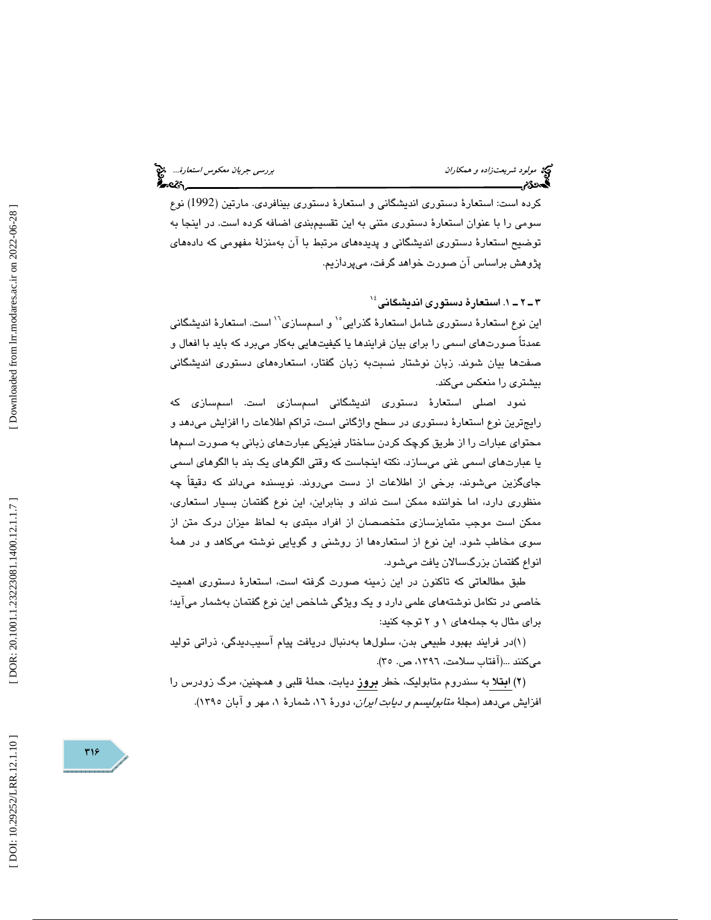کرده است: استعارهٔ دستوری اندیشگانی و استعارهٔ دستوری بینافردی. مارتین (1992) نوع سومی را با عنوان استعارهٔ دستوری متنی به این تقسیم‌بندی اضافه کرده است. در اینجا به توضیح استعارهٔ دستوری اندیشگانی و پدیده‌های مرتبط با آن به‌منزلهٔ مفهومی که داده‌های پژوهش براساس آن صورت خواهد گرفت، می‌پردازیم.

### ۳ ـ ۲ ـ ۱. استعارهٔ دستوری اندیشگانی[۱۴]

این نوع استعارهٔ دستوری شامل استعارهٔ گذرایی[۱۵] و اسم‌سازی[۱۶] است. استعارهٔ اندیشگانی عمدتاً صورت‌های اسمی را برای بیان فرایندها یا کیفیت‌هایی به‌کار می‌برد که باید با افعال و صفت‌ها بیان شوند. زبان نوشتار نسبت‌به زبان گفتار، استعاره‌های دستوری اندیشگانی بیشتری را منعکس می‌کند.

نمود اصلی استعارهٔ دستوری اندیشگانی اسم‌سازی است. اسم‌سازی که رایج‌ترین نوع استعارهٔ دستوری در سطح واژگانی است، تراکم اطلاعات را افزایش می‌دهد و محتوای عبارات را از طریق کوچک کردن ساختار فیزیکی عبارت‌های زبانی به صورت اسم‌ها یا عبارت‌های اسمی غنی می‌سازد. نکته اینجاست که وقتی الگوهای یک بند با الگوهای اسمی جای‌گزین می‌شوند، برخی از اطلاعات از دست می‌روند. نویسنده می‌داند که دقیقاً چه منظوری دارد، اما خواننده ممکن است نداند و بنابراین، این نوع گفتمان بسیار استعاری، ممکن است موجب متمایزسازی متخصصان از افراد مبتدی به لحاظ میزان درک متن از سوی مخاطب شود. این نوع از استعاره‌ها از روشنی و گویایی نوشته می‌کاهد و در همهٔ انواع گفتمان بزرگ‌سالان یافت می‌شود.

طبق مطالعاتی که تاکنون در این زمینه صورت گرفته است، استعارهٔ دستوری اهمیت خاصی در تکامل نوشته‌های علمی دارد و یک ویژگی شاخص این نوع گفتمان به‌شمار می‌آید؛ برای مثال به جمله‌های ۱ و ۲ توجه کنید:

(۱)در فرایند بهبود طبیعی بدن، سلول‌ها به‌دنبال دریافت پیام آسیب‌دیدگی، ذراتی تولید می‌کنند ...(آفتاب سلامت، ۱۳۹۶، ص. ۳۵).

(۲) **ابتلا** به سندروم متابولیک، خطر **بروز** دیابت، حملهٔ قلبی و همچنین، مرگ زودرس را افزایش می‌دهد (مجلهٔ *متابولیسم و دیابت ایران*، دورهٔ ۱۶، شمارهٔ ۱، مهر و آبان ۱۳۹۵).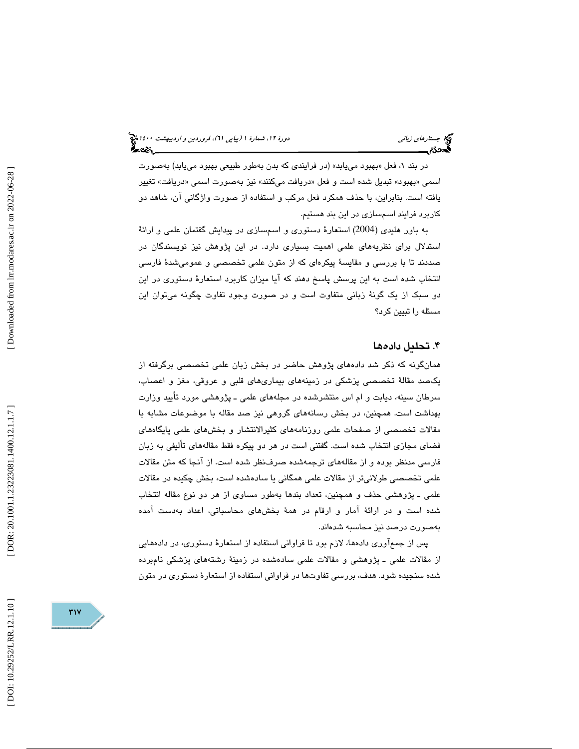در بند ۱، فعل «بهبود می‌یابد» (در فرایندی که بدن به‌طور طبیعی بهبود می‌یابد) به‌صورت اسمی «بهبود» تبدیل شده است و فعل «دریافت می‌کنند» نیز به‌صورت اسمی «دریافت» تغییر یافته است. بنابراین، با حذف همکرد فعل مرکب و استفاده از صورت واژگانی آن، شاهد دو کاربرد فرایند اسم‌سازی در این بند هستیم.

به باور هلیدی (2004) استعارهٔ دستوری و اسم‌سازی در پیدایش گفتمان علمی و ارائهٔ استدلال برای نظریه‌های علمی اهمیت بسیاری دارد. در این پژوهش نیز نویسندگان در صددند تا با بررسی و مقایسهٔ پیکره‌ای که از متون علمی تخصصی و عمومی‌شدهٔ فارسی انتخاب شده است به این پرسش پاسخ دهند که آیا میزان کاربرد استعارهٔ دستوری در این دو سبک از یک گونهٔ زبانی متفاوت است و در صورت وجود تفاوت چگونه می‌توان این مسئله را تبیین کرد؟

## ۴. تحلیل داده‌ها

همان‌گونه که ذکر شد داده‌های پژوهش حاضر در بخش زبان علمی تخصصی برگرفته از یک‌صد مقالهٔ تخصصی پزشکی در زمینه‌های بیماری‌های قلبی و عروقی، مغز و اعصاب، سرطان سینه، دیابت و ام اس منتشرشده در مجله‌های علمی ـ پژوهشی مورد تأیید وزارت بهداشت است. همچنین، در بخش رسانه‌های گروهی نیز صد مقاله با موضوعات مشابه با مقالات تخصصی از صفحات علمی روزنامه‌های کثیرالانتشار و بخش‌های علمی پایگاه‌های فضای مجازی انتخاب شده است. گفتنی است در هر دو پیکره فقط مقاله‌های تألیفی به زبان فارسی مدنظر بوده و از مقاله‌های ترجمه‌شده صرف‌نظر شده است. از آنجا که متن مقالات علمی تخصصی طولانی‌تر از مقالات علمی همگانی یا ساده‌شده است، بخش چکیده در مقالات علمی ـ پژوهشی حذف و همچنین، تعداد بندها به‌طور مساوی از هر دو نوع مقاله انتخاب شده است و در ارائهٔ آمار و ارقام در همهٔ بخش‌های محاسباتی، اعداد به‌دست آمده به‌صورت درصد نیز محاسبه شده‌اند.

پس از جمع‌آوری داده‌ها، لازم بود تا فراوانی استفاده از استعارهٔ دستوری، در داده‌هایی از مقالات علمی ـ پژوهشی و مقالات علمی ساده‌شده در زمینهٔ رشته‌های پزشکی نام‌برده شده سنجیده شود. هدف، بررسی تفاوت‌ها در فراوانی استفاده از استعارهٔ دستوری در متون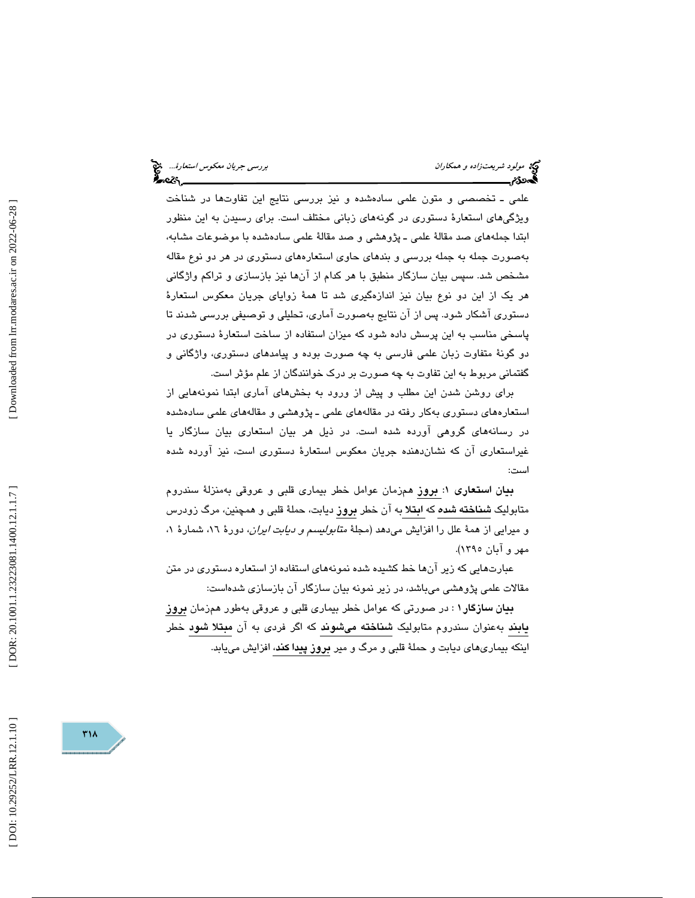علمی ـ تخصصی و متون علمی ساده‌شده و نیز بررسی نتایج این تفاوت‌ها در شناخت ویژگی‌های استعارهٔ دستوری در گونه‌های زبانی مختلف است. برای رسیدن به این منظور ابتدا جمله‌های صد مقالهٔ علمی ـ پژوهشی و صد مقالهٔ علمی ساده‌شده با موضوعات مشابه، به‌صورت جمله به جمله بررسی و بندهای حاوی استعاره‌های دستوری در هر دو نوع مقاله مشخص شد. سپس بیان سازگار منطبق با هر کدام از آن‌ها نیز بازسازی و تراکم واژگانی هر یک از این دو نوع بیان نیز اندازه‌گیری شد تا همهٔ زوایای جریان معکوس استعارهٔ دستوری آشکار شود. پس از آن نتایج به‌صورت آماری، تحلیلی و توصیفی بررسی شدند تا پاسخی مناسب به این پرسش داده شود که میزان استفاده از ساخت استعارهٔ دستوری در دو گونهٔ متفاوت زبان علمی فارسی به چه صورت بوده و پیامدهای دستوری، واژگانی و گفتمانی مربوط به این تفاوت به چه صورت بر درک خوانندگان از علم مؤثر است.

برای روشن شدن این مطلب و پیش از ورود به بخش‌های آماری ابتدا نمونه‌هایی از استعاره‌های دستوری به‌کار رفته در مقاله‌های علمی ـ پژوهشی و مقاله‌های علمی ساده‌شده در رسانه‌های گروهی آورده شده است. در ذیل هر بیان استعاری بیان سازگار یا غیراستعاری آن که نشان‌دهنده جریان معکوس استعارهٔ دستوری است، نیز آورده شده است:

**بیان استعاری ۱**: <u>**بروز**</u> هم‌زمان عوامل خطر بیماری قلبی و عروقی به‌منزلهٔ سندروم متابولیک <u>**شناخته شده**</u> که <u>**ابتلا**</u> به آن خطر <u>**بروز**</u> دیابت، حملهٔ قلبی و همچنین، مرگ زودرس و میرایی از همهٔ علل را افزایش می‌دهد (مجلهٔ *متابولیسم و دیابت ایران*، دورهٔ ۱۶، شمارهٔ ۱، مهر و آبان ۱۳۹۵).

عبارت‌هایی که زیر آن‌ها خط کشیده شده نمونه‌های استفاده از استعاره دستوری در متن مقالات علمی پژوهشی می‌باشد، در زیر نمونه بیان سازگار آن بازسازی شده‌است:

**بیان سازگار۱** : در صورتی که عوامل خطر بیماری قلبی و عروقی به‌طور هم‌زمان <u>**بروز یابند**</u> به‌عنوان سندروم متابولیک <u>**شناخته می‌شوند**</u> که اگر فردی به آن <u>**مبتلا شود**</u> خطر اینکه بیماری‌های دیابت و حملهٔ قلبی و مرگ و میر <u>**بروز پیدا کند**</u>، افزایش می‌یابد.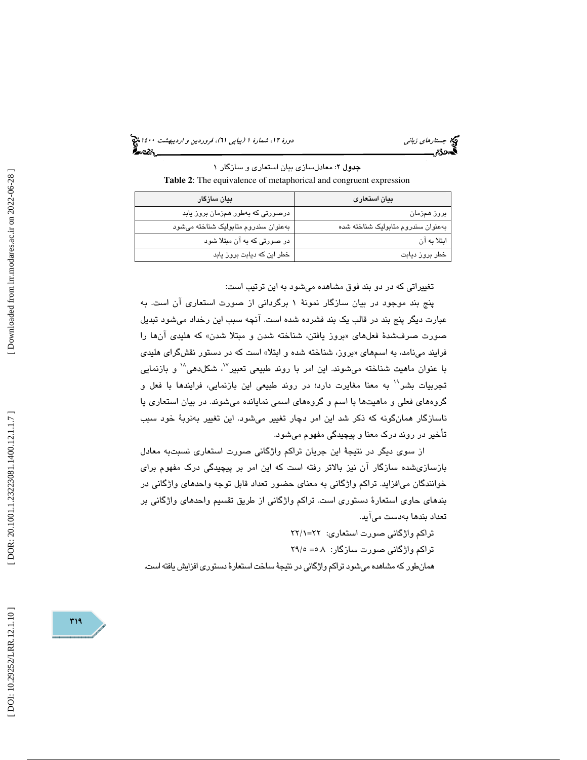**جدول ۲**: معادل‌سازی بیان استعاری و سازگار ۱

**Table 2**: The equivalence of metaphorical and congruent expression

| بیان استعاری | بیان سازگار |
|---|---|
| بروز هم‌زمان | درصورتی که به‌طور هم‌زمان بروز یابد |
| به‌عنوان سندروم متابولیک شناخته شده | به‌عنوان سندروم متابولیک شناخته می‌شود |
| ابتلا به آن | در صورتی که به آن مبتلا شود |
| خطر بروز دیابت | خطر این که دیابت بروز یابد |

تغییراتی که در دو بند فوق مشاهده می‌شود به این ترتیب است:

پنج بند موجود در بیان سازگار نمونهٔ ۱ برگردانی از صورت استعاری آن است. به عبارت دیگر پنج بند در قالب یک بند فشرده شده است. آنچه سبب این رخداد می‌شود تبدیل صورت صرف‌شدهٔ فعل‌های «بروز یافتن، شناخته شدن و مبتلا شدن» که هلیدی آن‌ها را فرایند می‌نامد، به اسم‌های «بروز، شناخته شده و ابتلا» است که در دستور نقش‌گرای هلیدی با عنوان ماهیت شناخته می‌شوند. این امر با روند طبیعی تعبیر[۱۷]، شکل‌دهی[۱۸] و بازنمایی تجربیات بشر[۱۹] به معنا مغایرت دارد؛ در روند طبیعی این بازنمایی، فرایندها با فعل و گروه‌های فعلی و ماهیت‌ها با اسم و گروه‌های اسمی نمایانده می‌شوند. در بیان استعاری یا ناسازگار همان‌گونه که ذکر شد این امر دچار تغییر می‌شود. این تغییر به‌نوبهٔ خود سبب تأخیر در روند درک معنا و پیچیدگی مفهوم می‌شود.

از سوی دیگر در نتیجهٔ این جریان تراکم واژگانی صورت استعاری نسبت‌به معادل بازسازی‌شده سازگار آن نیز بالاتر رفته است که این امر بر پیچیدگی درک مفهوم برای خوانندگان می‌افزاید. تراکم واژگانی به معنای حضور تعداد قابل توجه واحدهای واژگانی در بندهای حاوی استعارهٔ دستوری است. تراکم واژگانی از طریق تقسیم واحدهای واژگانی بر تعداد بندها به‌دست می‌آید.

تراکم واژگانی صورت استعاری: ۲۲=۲۲/۱

تراکم واژگانی صورت سازگار: ۵۸= ۲۹/۵

همان‌طور که مشاهده می‌شود تراکم واژگانی در نتیجهٔ ساخت استعارهٔ دستوری افزایش یافته است.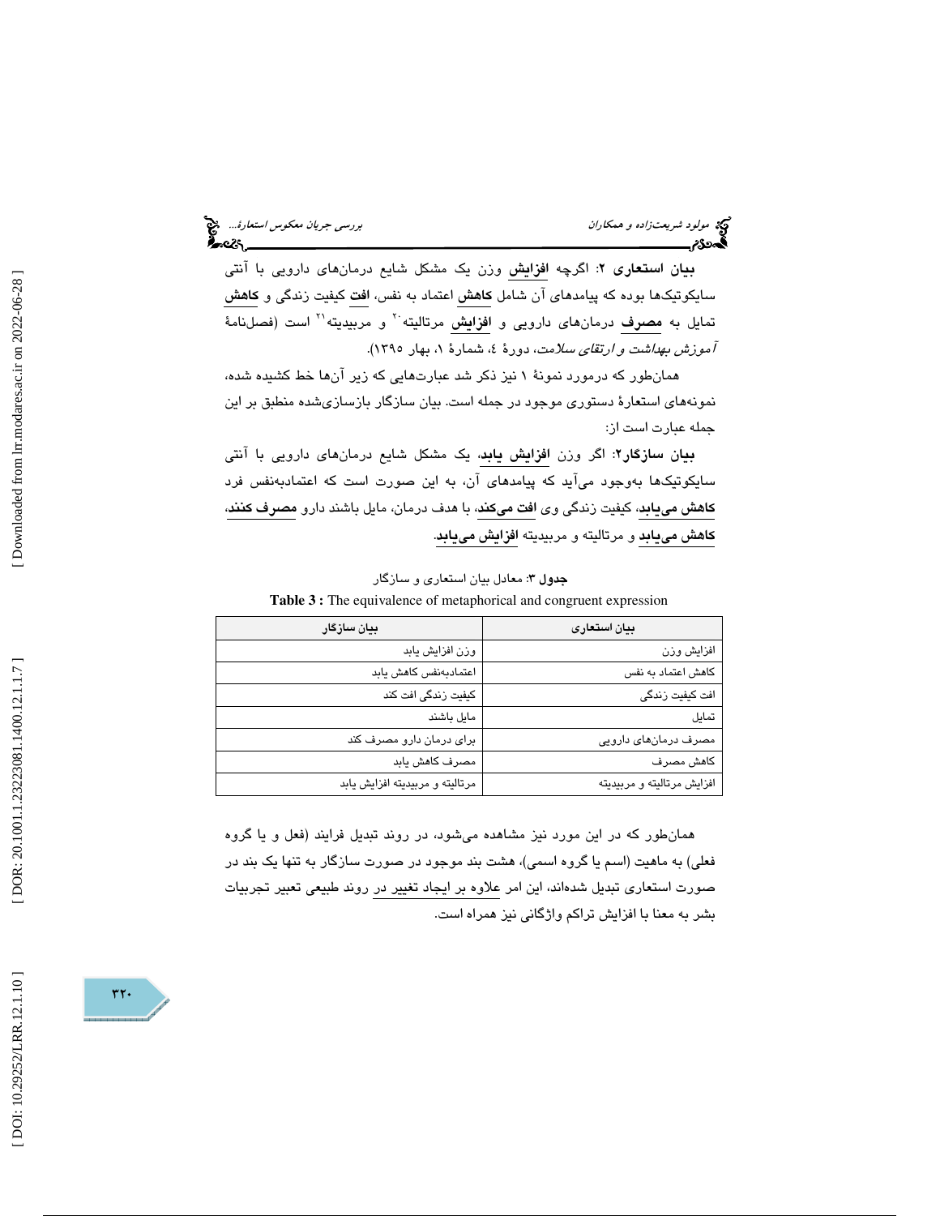**بیان استعاری ۲**: اگرچه **افزایش** وزن یک مشکل شایع درمان‌های دارویی با آنتی سایکوتیک‌ها بوده که پیامدهای آن شامل **کاهش** اعتماد به نفس، **افت** کیفیت زندگی و **کاهش** تمایل به **مصرف** درمان‌های دارویی و **افزایش** مرتالیته[20] و مربیدیته[21] است (فصلنامهٔ *آموزش بهداشت و ارتقای سلامت*، دورهٔ ٤، شمارهٔ ١، بهار ١٣٩٥).

همان‌طور که درمورد نمونهٔ ١ نیز ذکر شد عبارت‌هایی که زیر آن‌ها خط کشیده شده، نمونه‌های استعارهٔ دستوری موجود در جمله است. بیان سازگار بازسازی‌شده منطبق بر این جمله عبارت است از:

**بیان سازگار۲**: اگر وزن **افزایش یابد**، یک مشکل شایع درمان‌های دارویی با آنتی سایکوتیک‌ها به‌وجود می‌آید که پیامدهای آن، به این صورت است که اعتمادبه‌نفس فرد **کاهش می‌یابد**، کیفیت زندگی وی **افت می‌کند**، با هدف درمان، مایل باشند دارو **مصرف کنند**، **کاهش می‌یابد** و مرتالیته و مربیدیته **افزایش می‌یابد**.

**جدول ۳**: معادل بیان استعاری و سازگار

**Table 3 :** The equivalence of metaphorical and congruent expression

| بیان استعاری | بیان سازگار |
|---|---|
| افزایش وزن | وزن افزایش یابد |
| کاهش اعتماد به نفس | اعتمادبه‌نفس کاهش یابد |
| افت کیفیت زندگی | کیفیت زندگی افت کند |
| تمایل | مایل باشند |
| مصرف درمان‌های دارویی | برای درمان دارو مصرف کند |
| کاهش مصرف | مصرف کاهش یابد |
| افزایش مرتالیته و مربیدیته | مرتالیته و مربیدیته افزایش یابد |

همان‌طور که در این مورد نیز مشاهده می‌شود، در روند تبدیل فرایند (فعل و یا گروه فعلی) به ماهیت (اسم یا گروه اسمی)، هشت بند موجود در صورت سازگار به تنها یک بند در صورت استعاری تبدیل شده‌اند، این امر علاوه بر ایجاد تغییر در روند طبیعی تعبیر تجربیات بشر به معنا با افزایش تراکم واژگانی نیز همراه است.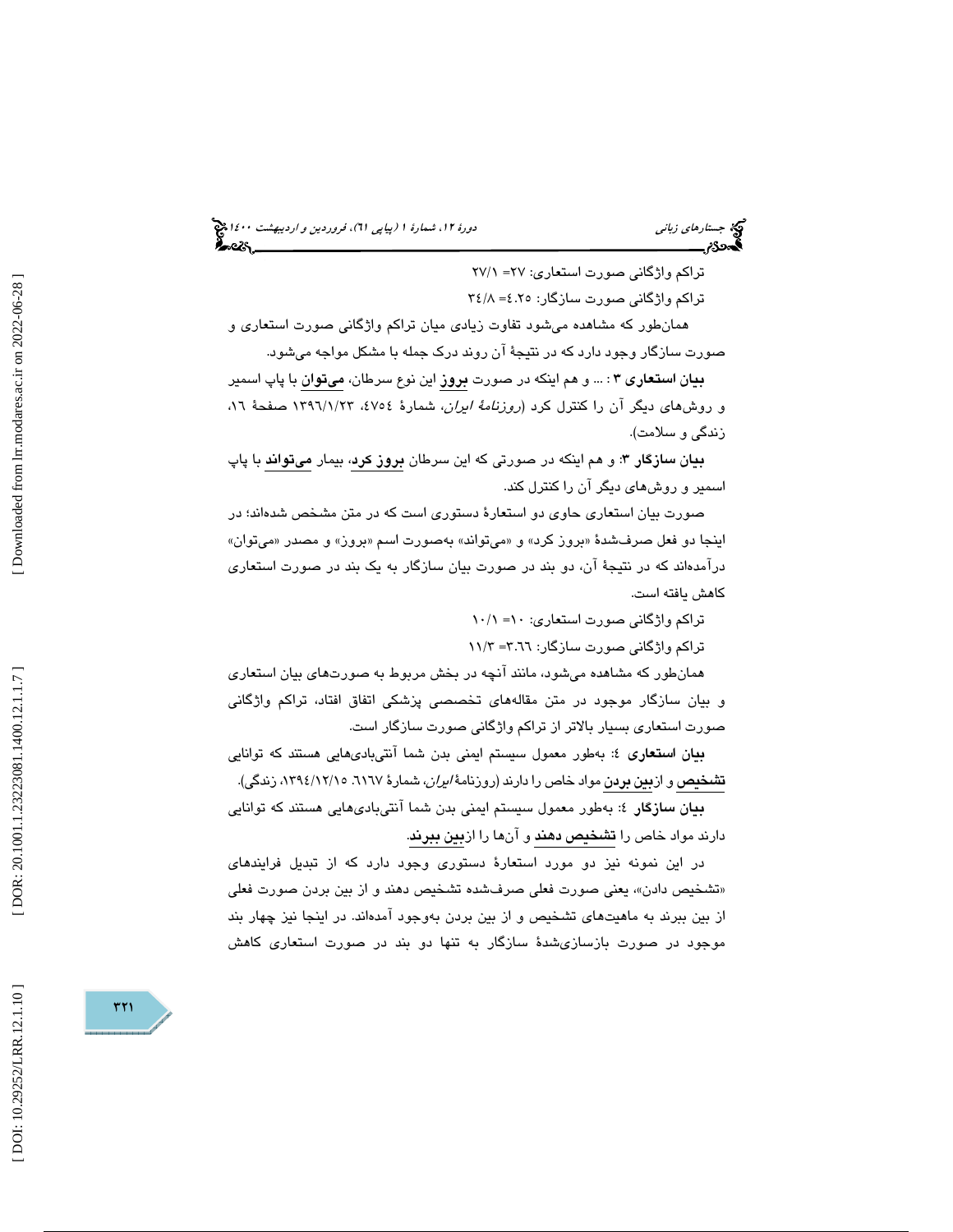تراکم واژگانی صورت استعاری: ۲۷= ۲۷/۱

تراکم واژگانی صورت سازگار: ٤.۲٥= ۳٤/۸

همان‌طور که مشاهده می‌شود تفاوت زیادی میان تراکم واژگانی صورت استعاری و صورت سازگار وجود دارد که در نتیجهٔ آن روند درک جمله با مشکل مواجه می‌شود.

**بیان استعاری ۳** : ... و هم اینکه در صورت **بروز** این نوع سرطان، **می‌توان** با پاپ اسمیر و روش‌های دیگر آن را کنترل کرد (*روزنامهٔ ایران*، شمارهٔ ٤۷٥٤، ۱۳۹٦/۱/۲۳ صفحهٔ ۱٦، زندگی و سلامت).

**بیان سازگار ۳**: و هم اینکه در صورتی که این سرطان **بروز کرد**، بیمار **می‌تواند** با پاپ اسمیر و روش‌های دیگر آن را کنترل کند.

صورت بیان استعاری حاوی دو استعارهٔ دستوری است که در متن مشخص شده‌اند؛ در اینجا دو فعل صرف‌شدهٔ «بروز کرد» و «می‌تواند» به‌صورت اسم «بروز» و مصدر «می‌توان» درآمده‌اند که در نتیجهٔ آن، دو بند در صورت بیان سازگار به یک بند در صورت استعاری کاهش یافته است.

تراکم واژگانی صورت استعاری: ۱۰= ۱۰/۱

تراکم واژگانی صورت سازگار: ۳.٦٦= ۱۱/۳

همان‌طور که مشاهده می‌شود، مانند آنچه در بخش مربوط به صورت‌های بیان استعاری و بیان سازگار موجود در متن مقاله‌های تخصصی پزشکی اتفاق افتاد، تراکم واژگانی صورت استعاری بسیار بالاتر از تراکم واژگانی صورت سازگار است.

**بیان استعاری ٤**: به‌طور معمول سیستم ایمنی بدن شما آنتی‌بادی‌هایی هستند که توانایی **تشخیص** و از**بین بردن** مواد خاص را دارند (روزنامهٔ *ایران*، شمارهٔ ٦۱٦۷. ۱۳۹٤/۱۲/۱٥، زندگی).

**بیان سازگار ٤**: به‌طور معمول سیستم ایمنی بدن شما آنتی‌بادی‌هایی هستند که توانایی دارند مواد خاص را **تشخیص دهند** و آن‌ها را از**بین ببرند**.

در این نمونه نیز دو مورد استعارهٔ دستوری وجود دارد که از تبدیل فرایندهای «تشخیص دادن»، یعنی صورت فعلی صرف‌شده تشخیص دهند و از بین بردن صورت فعلی از بین ببرند به ماهیت‌های تشخیص و از بین بردن به‌وجود آمده‌اند. در اینجا نیز چهار بند موجود در صورت بازسازی‌شدهٔ سازگار به تنها دو بند در صورت استعاری کاهش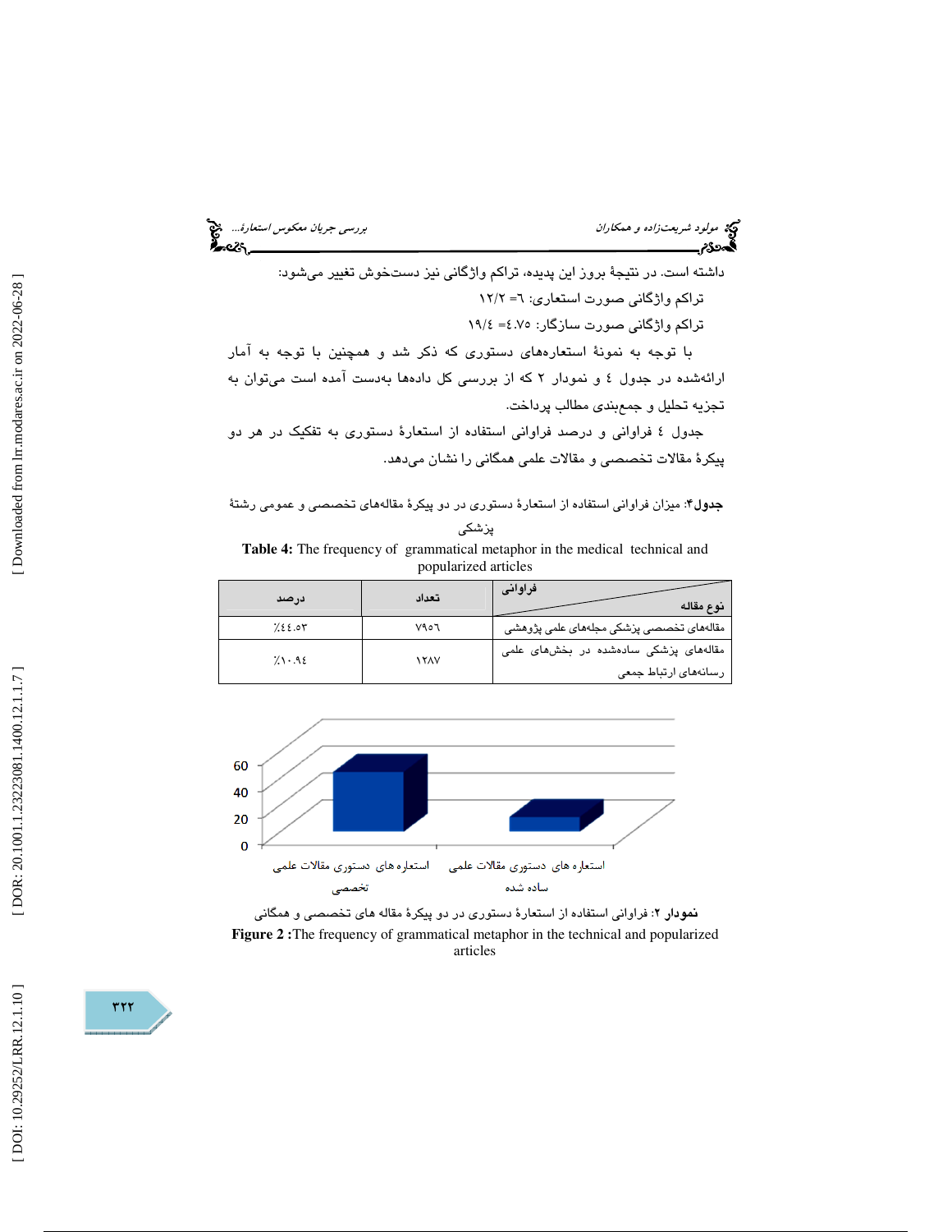داشته است. در نتیجهٔ بروز این پدیده، تراکم واژگانی نیز دست‌خوش تغییر می‌شود:

تراکم واژگانی صورت استعاری: ٦= ١٢/٢

تراکم واژگانی صورت سازگار: ٤.٧٥= ١٩/٤

با توجه به نمونهٔ استعاره‌های دستوری که ذکر شد و همچنین با توجه به آمار ارائه‌شده در جدول ٤ و نمودار ٢ که از بررسی کل داده‌ها به‌دست آمده است می‌توان به تجزیه تحلیل و جمع‌بندی مطالب پرداخت.

جدول ٤ فراوانی و درصد فراوانی استفاده از استعارهٔ دستوری به تفکیک در هر دو پیکرهٔ مقالات تخصصی و مقالات علمی همگانی را نشان می‌دهد.

**جدول۴**: میزان فراوانی استفاده از استعارهٔ دستوری در دو پیکرهٔ مقاله‌های تخصصی و عمومی رشتهٔ پزشکی

**Table 4:** The frequency of grammatical metaphor in the medical technical and popularized articles

| نوع مقاله / فراوانی | تعداد | درصد |
|---|---|---|
| مقاله‌های تخصصی پزشکی مجله‌های علمی پژوهشی | ٧٩٥٦ | ٪٤٤.٥٣ |
| مقاله‌های پزشکی ساده‌شده در بخش‌های علمی رسانه‌های ارتباط جمعی | ١٢٨٧ | ٪١٠.٩٤ |

**نمودار ۲**: فراوانی استفاده از استعارهٔ دستوری در دو پیکرهٔ مقاله های تخصصی و همگانی

**Figure 2 :**The frequency of grammatical metaphor in the technical and popularized articles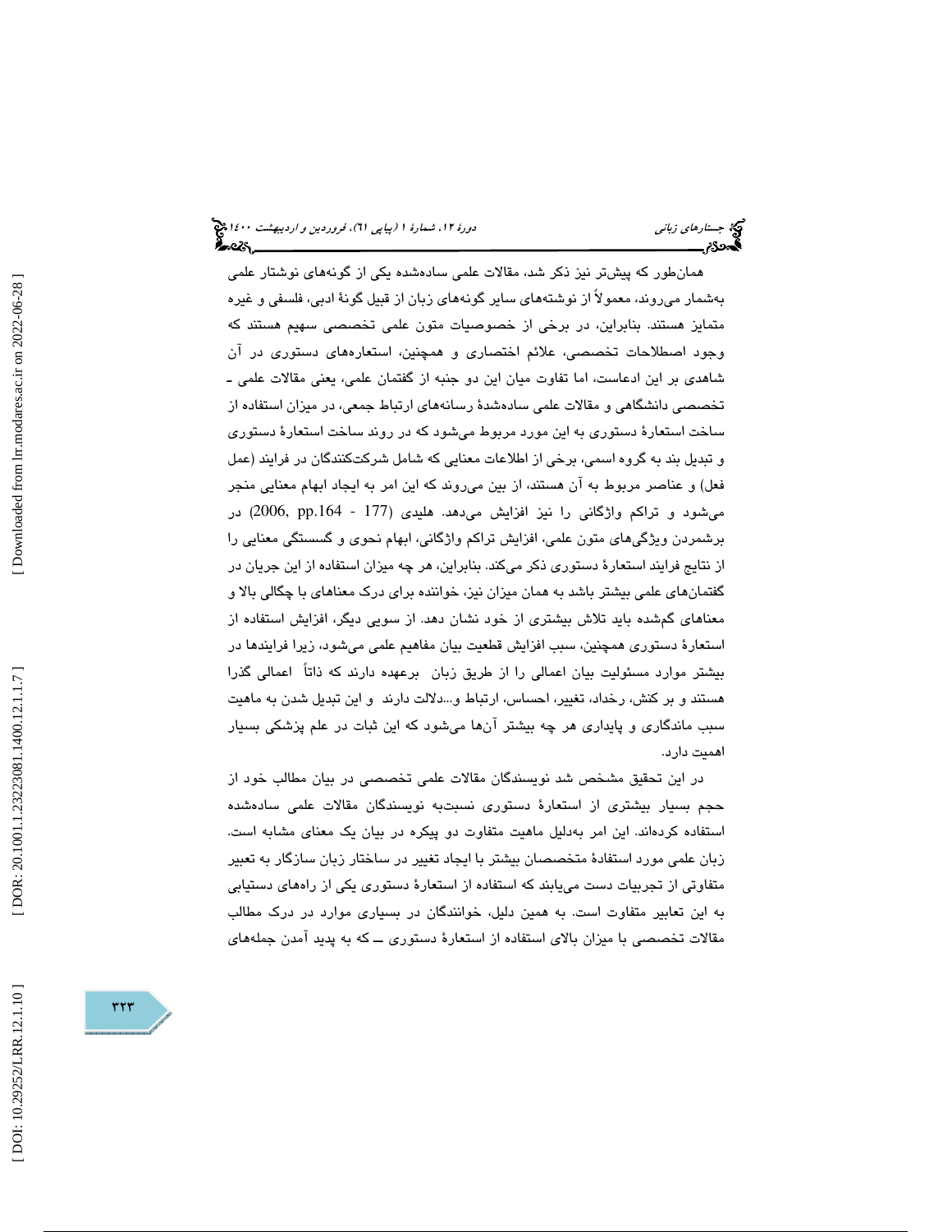همان‌طور که پیش‌تر نیز ذکر شد، مقالات علمی ساده‌شده یکی از گونه‌های نوشتار علمی به‌شمار می‌روند، معمولاً از نوشته‌های سایر گونه‌های زبان از قبیل گونهٔ ادبی، فلسفی و غیره متمایز هستند. بنابراین، در برخی از خصوصیات متون علمی تخصصی سهیم هستند که وجود اصطلاحات تخصصی، علائم اختصاری و همچنین، استعاره‌های دستوری در آن شاهدی بر این ادعاست، اما تفاوت میان این دو جنبه از گفتمان علمی، یعنی مقالات علمی ـ تخصصی دانشگاهی و مقالات علمی ساده‌شدهٔ رسانه‌های ارتباط جمعی، در میزان استفاده از ساخت استعارهٔ دستوری به این مورد مربوط می‌شود که در روند ساخت استعارهٔ دستوری و تبدیل بند به گروه اسمی، برخی از اطلاعات معنایی که شامل شرکت‌کنندگان در فرایند (عمل فعل) و عناصر مربوط به آن هستند، از بین می‌روند که این امر به ایجاد ابهام معنایی منجر می‌شود و تراکم واژگانی را نیز افزایش می‌دهد. هلیدی (2006, pp.164 - 177) در برشمردن ویژگی‌های متون علمی، افزایش تراکم واژگانی، ابهام نحوی و گسستگی معنایی را از نتایج فرایند استعارهٔ دستوری ذکر می‌کند. بنابراین، هر چه میزان استفاده از این جریان در گفتمان‌های علمی بیشتر باشد به همان میزان نیز، خواننده برای درک معناهای با چگالی بالا و معناهای گم‌شده باید تلاش بیشتری از خود نشان دهد. از سویی دیگر، افزایش استفاده از استعارهٔ دستوری همچنین، سبب افزایش قطعیت بیان مفاهیم علمی می‌شود، زیرا فرایندها در بیشتر موارد مسئولیت بیان اعمالی را از طریق زبان برعهده دارند که ذاتاً اعمالی گذرا هستند و بر کنش، رخداد، تغییر، احساس، ارتباط و...دلالت دارند و این تبدیل شدن به ماهیت سبب ماندگاری و پایداری هر چه بیشتر آن‌ها می‌شود که این ثبات در علم پزشکی بسیار اهمیت دارد.

در این تحقیق مشخص شد نویسندگان مقالات علمی تخصصی در بیان مطالب خود از حجم بسیار بیشتری از استعارهٔ دستوری نسبت‌به نویسندگان مقالات علمی ساده‌شده استفاده کرده‌اند. این امر به‌دلیل ماهیت متفاوت دو پیکره در بیان یک معنای مشابه است. زبان علمی مورد استفادهٔ متخصصان بیشتر با ایجاد تغییر در ساختار زبان سازگار به تعبیر متفاوتی از تجربیات دست می‌یابند که استفاده از استعارهٔ دستوری یکی از راه‌های دستیابی به این تعابیر متفاوت است. به همین دلیل، خوانندگان در بسیاری موارد در درک مطالب مقالات تخصصی با میزان بالای استفاده از استعارهٔ دستوری ــ که به پدید آمدن جمله‌های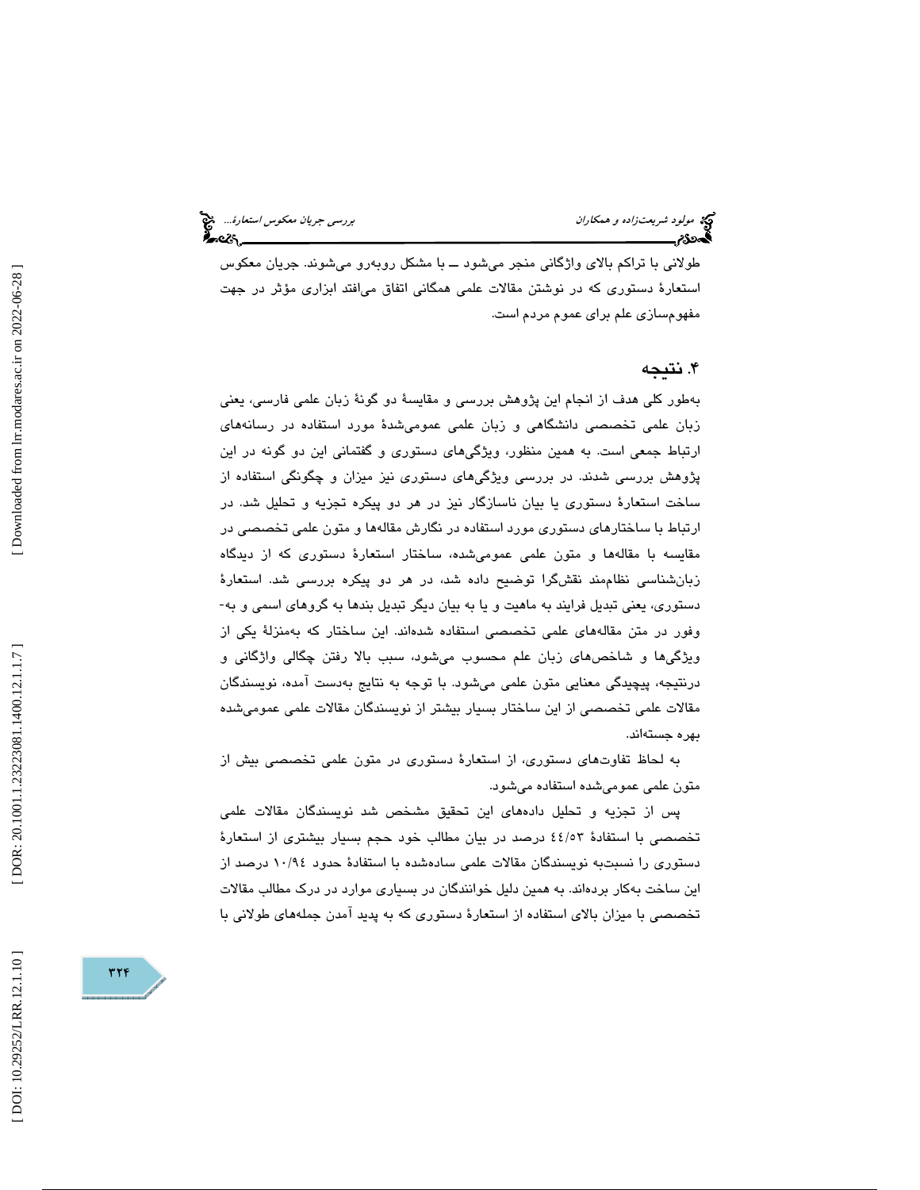طولانی با تراکم بالای واژگانی منجر می‌شود ــ با مشکل روبه‌رو می‌شوند. جریان معکوس استعارۀ دستوری که در نوشتن مقالات علمی همگانی اتفاق می‌افتد ابزاری مؤثر در جهت مفهوم‌سازی علم برای عموم مردم است.

## ۴. نتیجه

به‌طور کلی هدف از انجام این پژوهش بررسی و مقایسۀ دو گونۀ زبان علمی فارسی، یعنی زبان علمی تخصصی دانشگاهی و زبان علمی عمومی‌شدۀ مورد استفاده در رسانه‌های ارتباط جمعی است. به همین منظور، ویژگی‌های دستوری و گفتمانی این دو گونه در این پژوهش بررسی شدند. در بررسی ویژگی‌های دستوری نیز میزان و چگونگی استفاده از ساخت استعارۀ دستوری یا بیان ناسازگار نیز در هر دو پیکره تجزیه و تحلیل شد. در ارتباط با ساختارهای دستوری مورد استفاده در نگارش مقاله‌ها و متون علمی تخصصی در مقایسه با مقاله‌ها و متون علمی عمومی‌شده، ساختار استعارۀ دستوری که از دیدگاه زبان‌شناسی نظام‌مند نقش‌گرا توضیح داده شد، در هر دو پیکره بررسی شد. استعارۀ دستوری، یعنی تبدیل فرایند به ماهیت و یا به بیان دیگر تبدیل بندها به گروهای اسمی و به‌وفور در متن مقاله‌های علمی تخصصی استفاده شده‌اند. این ساختار که به‌منزلۀ یکی از ویژگی‌ها و شاخص‌های زبان علم محسوب می‌شود، سبب بالا رفتن چگالی واژگانی و درنتیجه، پیچیدگی معنایی متون علمی می‌شود. با توجه به نتایج به‌دست آمده، نویسندگان مقالات علمی تخصصی از این ساختار بسیار بیشتر از نویسندگان مقالات علمی عمومی‌شده بهره جسته‌اند.

به لحاظ تفاوت‌های دستوری، از استعارۀ دستوری در متون علمی تخصصی بیش از متون علمی عمومی‌شده استفاده می‌شود.

پس از تجزیه و تحلیل داده‌های این تحقیق مشخص شد نویسندگان مقالات علمی تخصصی با استفادۀ ٤٤/٥٣ درصد در بیان مطالب خود حجم بسیار بیشتری از استعارۀ دستوری را نسبت‌به نویسندگان مقالات علمی ساده‌شده با استفادۀ حدود ١٠/٩٤ درصد از این ساخت به‌کار برده‌اند. به همین دلیل خوانندگان در بسیاری موارد در درک مطالب مقالات تخصصی با میزان بالای استفاده از استعارۀ دستوری که به پدید آمدن جمله‌های طولانی با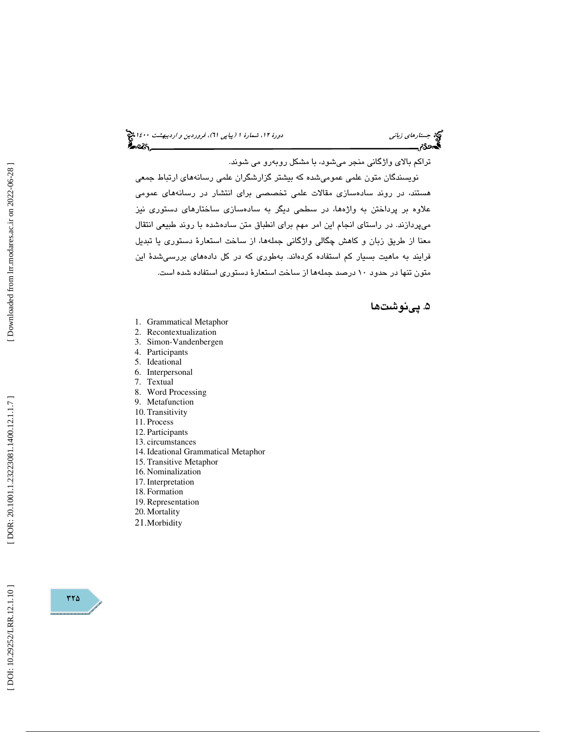تراکم بالای واژگانی منجر می‌شود، با مشکل روبه‌رو می شوند.

نویسندگان متون علمی عمومی‌شده که بیشتر گزارشگران علمی رسانه‌های ارتباط جمعی هستند، در روند ساده‌سازی مقالات علمی تخصصی برای انتشار در رسانه‌های عمومی علاوه بر پرداختن به واژه‌ها، در سطحی دیگر به ساده‌سازی ساختارهای دستوری نیز می‌پردازند. در راستای انجام این امر مهم برای انطباق متن ساده‌شده با روند طبیعی انتقال معنا از طریق زبان و کاهش چگالی واژگانی جمله‌ها، از ساخت استعارهٔ دستوری یا تبدیل فرایند به ماهیت بسیار کم استفاده کرده‌اند. به‌طوری که در کل داده‌های بررسی‌شدهٔ این متون تنها در حدود ۱۰ درصد جمله‌ها از ساخت استعارهٔ دستوری استفاده شده است.

## ۵. پی‌نوشت‌ها

1. Grammatical Metaphor
2. Recontextualization
3. Simon-Vandenbergen
4. Participants
5. Ideational
6. Interpersonal
7. Textual
8. Word Processing
9. Metafunction
10. Transitivity
11. Process
12. Participants
13. circumstances
14. Ideational Grammatical Metaphor
15. Transitive Metaphor
16. Nominalization
17. Interpretation
18. Formation
19. Representation
20. Mortality
21. Morbidity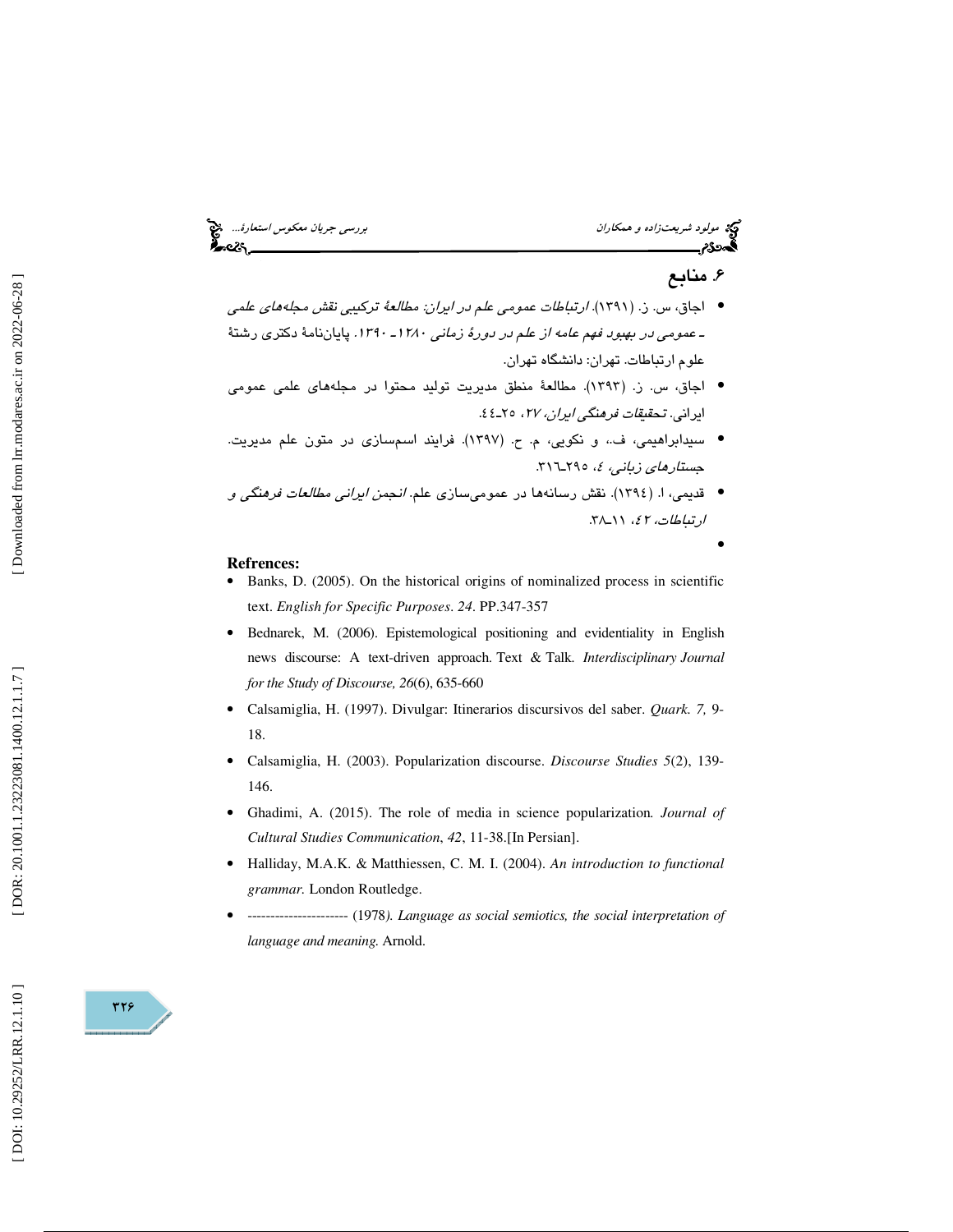## ۶. منابع

- اجاق، س. ز. (۱۳۹۱). *ارتباطات عمومی علم در ایران: مطالعهٔ ترکیبی نقش مجله‌های علمی ـ عمومی در بهبود فهم عامه از علم در دورهٔ زمانی ۱۲۸۰ـ ۱۳۹۰*. پایان‌نامهٔ دکتری رشتهٔ علوم ارتباطات. تهران: دانشگاه تهران.
- اجاق، س. ز. (۱۳۹۳). مطالعهٔ منطق مدیریت تولید محتوا در مجله‌های علمی عمومی ایرانی. *تحقیقات فرهنگی ایران*، ۲۷، ۲۵ـ٤٤.
- سیدابراهیمی، ف.، و نکویی، م. ح. (۱۳۹۷). فرایند اسم‌سازی در متون علم مدیریت. *جستارهای زبانی*، ٤، ۲۹٥ـ۳۱٦.
- قدیمی، ا. (۱۳۹٤). نقش رسانه‌ها در عمومی‌سازی علم. *انجمن ایرانی مطالعات فرهنگی و ارتباطات*، ٤۲، ۱۱ـ۳۸.

**Refrences:**

- Banks, D. (2005). On the historical origins of nominalized process in scientific text. *English for Specific Purposes*. *24*. PP.347-357
- Bednarek, M. (2006). Epistemological positioning and evidentiality in English news discourse: A text-driven approach. Text & Talk. *Interdisciplinary Journal for the Study of Discourse, 26*(6), 635-660
- Calsamiglia, H. (1997). Divulgar: Itinerarios discursivos del saber. *Quark. 7,* 9-18.
- Calsamiglia, H. (2003). Popularization discourse. *Discourse Studies 5*(2), 139-146.
- Ghadimi, A. (2015). The role of media in science popularization. *Journal of Cultural Studies Communication*, *42*, 11-38.[In Persian].
- Halliday, M.A.K. & Matthiessen, C. M. I. (2004). *An introduction to functional grammar.* London Routledge.
- --------------------- (1978*). Language as social semiotics, the social interpretation of language and meaning.* Arnold.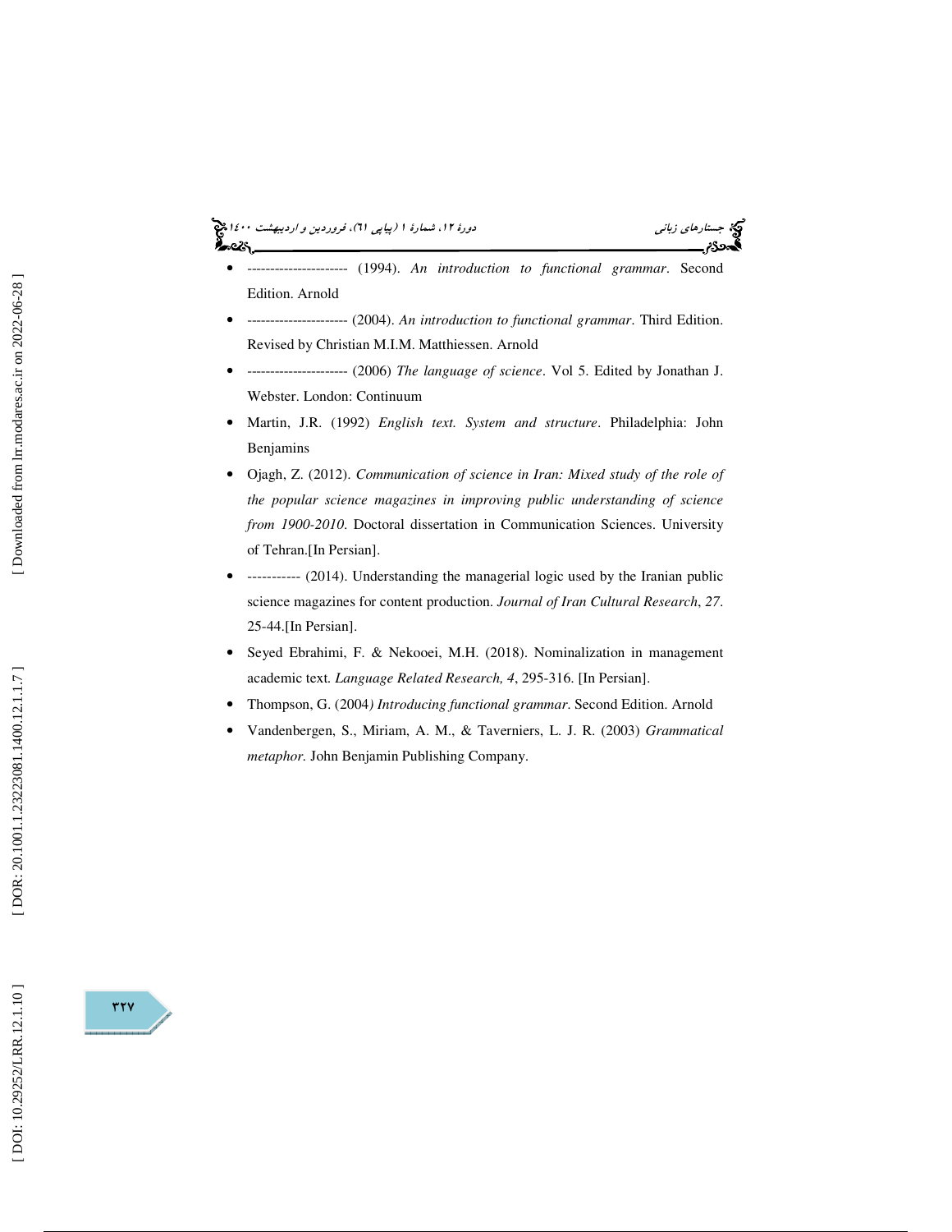- ---------------------- (1994). *An introduction to functional grammar*. Second Edition. Arnold
- ---------------------- (2004). *An introduction to functional grammar*. Third Edition. Revised by Christian M.I.M. Matthiessen. Arnold
- ---------------------- (2006) *The language of science*. Vol 5. Edited by Jonathan J. Webster. London: Continuum
- Martin, J.R. (1992) *English text. System and structure*. Philadelphia: John Benjamins
- Ojagh, Z. (2012). *Communication of science in Iran: Mixed study of the role of the popular science magazines in improving public understanding of science from 1900-2010*. Doctoral dissertation in Communication Sciences. University of Tehran.[In Persian].
- ----------- (2014). Understanding the managerial logic used by the Iranian public science magazines for content production. *Journal of Iran Cultural Research*, *27*. 25-44.[In Persian].
- Seyed Ebrahimi, F. & Nekooei, M.H. (2018). Nominalization in management academic text. *Language Related Research, 4*, 295-316. [In Persian].
- Thompson, G. (2004*) Introducing functional grammar*. Second Edition. Arnold
- Vandenbergen, S., Miriam, A. M., & Taverniers, L. J. R. (2003) *Grammatical metaphor*. John Benjamin Publishing Company.